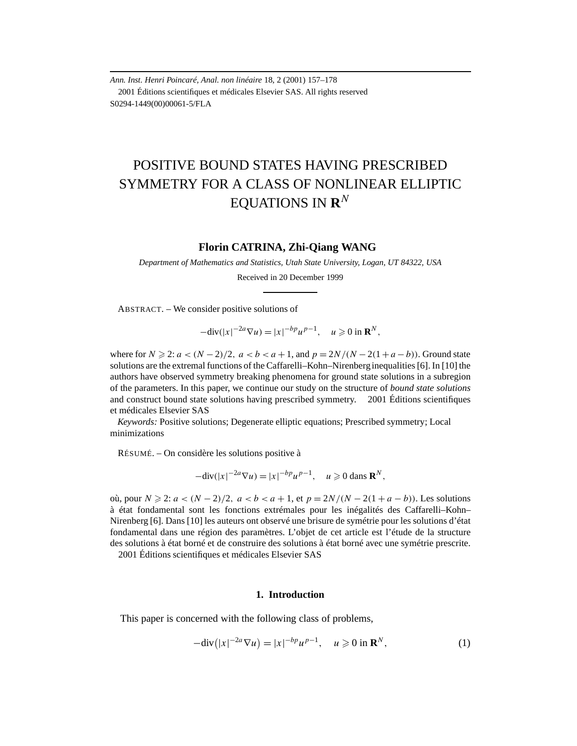*Ann. Inst. Henri Poincaré, Anal. non linéaire* 18, 2 (2001) 157–178
2001 Éditions scientifiques et médicales Elsevier SAS. All rights reserved
S0294-1449(00)00061-5/FLA

# POSITIVE BOUND STATES HAVING PRESCRIBED SYMMETRY FOR A CLASS OF NONLINEAR ELLIPTIC EQUATIONS IN $\mathbf{R}^N$

**Florin CATRINA, Zhi-Qiang WANG**

*Department of Mathematics and Statistics, Utah State University, Logan, UT 84322, USA*

Received in 20 December 1999

ABSTRACT. – We consider positive solutions of

$$-\mathrm{div}(|x|^{-2a}\nabla u) = |x|^{-bp}u^{p-1}, \quad u \geqslant 0 \text{ in } \mathbf{R}^N,$$

where for $N \geqslant 2$: $a < (N-2)/2,\ a < b < a+1$, and $p = 2N/(N-2(1+a-b))$. Ground state solutions are the extremal functions of the Caffarelli–Kohn–Nirenberg inequalities [6]. In [10] the authors have observed symmetry breaking phenomena for ground state solutions in a subregion of the parameters. In this paper, we continue our study on the structure of *bound state solutions* and construct bound state solutions having prescribed symmetry. 2001 Éditions scientifiques et médicales Elsevier SAS

*Keywords:* Positive solutions; Degenerate elliptic equations; Prescribed symmetry; Local minimizations

RÉSUMÉ. – On considère les solutions positive à

$$-\mathrm{div}(|x|^{-2a}\nabla u) = |x|^{-bp}u^{p-1}, \quad u \geqslant 0 \text{ dans } \mathbf{R}^N,$$

où, pour $N \geqslant 2$: $a < (N-2)/2,\ a < b < a+1$, et $p = 2N/(N-2(1+a-b))$. Les solutions à état fondamental sont les fonctions extrémales pour les inégalités des Caffarelli–Kohn–Nirenberg [6]. Dans [10] les auteurs ont observé une brisure de symétrie pour les solutions d'état fondamental dans une région des paramètres. L'objet de cet article est l'étude de la structure des solutions à état borné et de construire des solutions à état borné avec une symétrie prescrite. 2001 Éditions scientifiques et médicales Elsevier SAS

## 1. Introduction

This paper is concerned with the following class of problems,

$$-\mathrm{div}\big(|x|^{-2a}\nabla u\big) = |x|^{-bp}u^{p-1}, \quad u \geqslant 0 \text{ in } \mathbf{R}^N, \tag{1}$$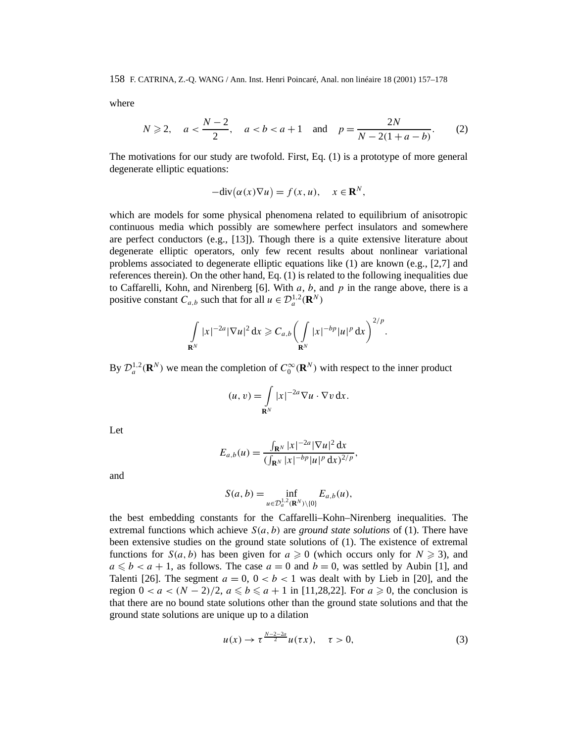where

$$N \geqslant 2, \quad a < \frac{N-2}{2}, \quad a < b < a+1 \quad \text{and} \quad p = \frac{2N}{N-2(1+a-b)}. \tag{2}$$

The motivations for our study are twofold. First, Eq. (1) is a prototype of more general degenerate elliptic equations:

$$-\mathrm{div}\big(\alpha(x)\nabla u\big) = f(x,u), \quad x \in \mathbf{R}^N,$$

which are models for some physical phenomena related to equilibrium of anisotropic continuous media which possibly are somewhere perfect insulators and somewhere are perfect conductors (e.g., [13]). Though there is a quite extensive literature about degenerate elliptic operators, only few recent results about nonlinear variational problems associated to degenerate elliptic equations like (1) are known (e.g., [2,7] and references therein). On the other hand, Eq. (1) is related to the following inequalities due to Caffarelli, Kohn, and Nirenberg [6]. With $a$, $b$, and $p$ in the range above, there is a positive constant $C_{a,b}$ such that for all $u \in \mathcal{D}_a^{1,2}(\mathbf{R}^N)$

$$\int_{\mathbf{R}^N} |x|^{-2a} |\nabla u|^2 \, \mathrm{d}x \geqslant C_{a,b} \bigg( \int_{\mathbf{R}^N} |x|^{-bp} |u|^p \, \mathrm{d}x \bigg)^{2/p}.$$

By $\mathcal{D}_a^{1,2}(\mathbf{R}^N)$ we mean the completion of $C_0^\infty(\mathbf{R}^N)$ with respect to the inner product

$$(u,v) = \int_{\mathbf{R}^N} |x|^{-2a} \nabla u \cdot \nabla v \, \mathrm{d}x.$$

Let

$$E_{a,b}(u) = \frac{\int_{\mathbf{R}^N} |x|^{-2a} |\nabla u|^2 \, \mathrm{d}x}{(\int_{\mathbf{R}^N} |x|^{-bp} |u|^p \, \mathrm{d}x)^{2/p}},$$

and

$$S(a,b) = \inf_{u \in \mathcal{D}_a^{1,2}(\mathbf{R}^N) \setminus \{0\}} E_{a,b}(u),$$

the best embedding constants for the Caffarelli–Kohn–Nirenberg inequalities. The extremal functions which achieve $S(a,b)$ are *ground state solutions* of (1). There have been extensive studies on the ground state solutions of (1). The existence of extremal functions for $S(a,b)$ has been given for $a \geqslant 0$ (which occurs only for $N \geqslant 3$), and $a \leqslant b < a+1$, as follows. The case $a = 0$ and $b = 0$, was settled by Aubin [1], and Talenti [26]. The segment $a = 0$, $0 < b < 1$ was dealt with by Lieb in [20], and the region $0 < a < (N-2)/2$, $a \leqslant b \leqslant a+1$ in [11,28,22]. For $a \geqslant 0$, the conclusion is that there are no bound state solutions other than the ground state solutions and that the ground state solutions are unique up to a dilation

$$u(x) \to \tau^{\frac{N-2-2a}{2}} u(\tau x), \quad \tau > 0, \tag{3}$$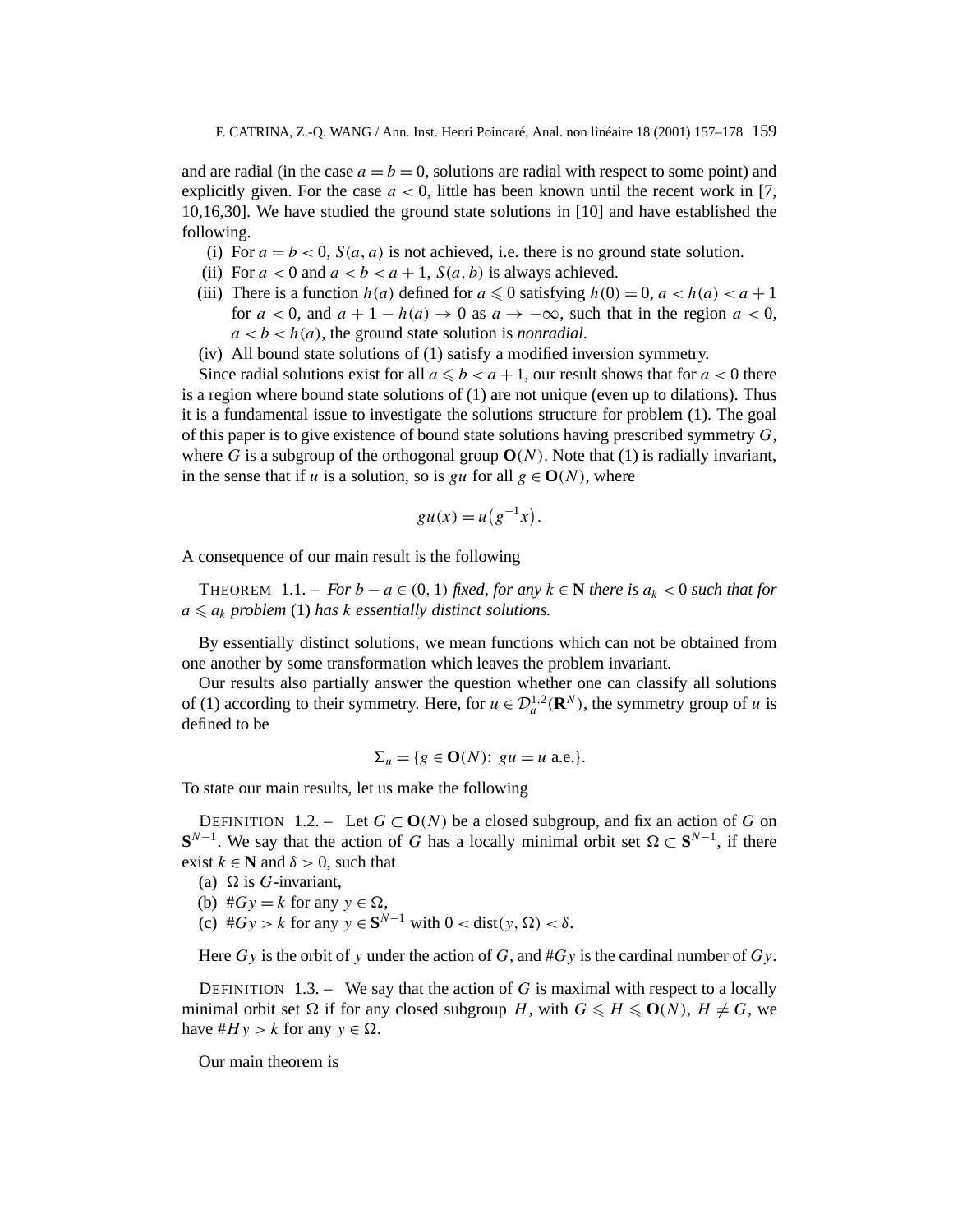and are radial (in the case $a = b = 0$, solutions are radial with respect to some point) and explicitly given. For the case $a < 0$, little has been known until the recent work in [7, 10,16,30]. We have studied the ground state solutions in [10] and have established the following.

(i) For $a = b < 0$, $S(a, a)$ is not achieved, i.e. there is no ground state solution.

(ii) For $a < 0$ and $a < b < a + 1$, $S(a, b)$ is always achieved.

(iii) There is a function $h(a)$ defined for $a \leqslant 0$ satisfying $h(0) = 0$, $a < h(a) < a + 1$ for $a < 0$, and $a + 1 - h(a) \to 0$ as $a \to -\infty$, such that in the region $a < 0$, $a < b < h(a)$, the ground state solution is *nonradial*.

(iv) All bound state solutions of (1) satisfy a modified inversion symmetry.

Since radial solutions exist for all $a \leqslant b < a + 1$, our result shows that for $a < 0$ there is a region where bound state solutions of (1) are not unique (even up to dilations). Thus it is a fundamental issue to investigate the solutions structure for problem (1). The goal of this paper is to give existence of bound state solutions having prescribed symmetry $G$, where $G$ is a subgroup of the orthogonal group $\mathbf{O}(N)$. Note that (1) is radially invariant, in the sense that if $u$ is a solution, so is $gu$ for all $g \in \mathbf{O}(N)$, where

$$gu(x) = u\left(g^{-1}x\right).$$

A consequence of our main result is the following

THEOREM 1.1. – *For $b - a \in (0, 1)$ fixed, for any $k \in \mathbf{N}$ there is $a_k < 0$ such that for $a \leqslant a_k$ problem* (1) *has $k$ essentially distinct solutions.*

By essentially distinct solutions, we mean functions which can not be obtained from one another by some transformation which leaves the problem invariant.

Our results also partially answer the question whether one can classify all solutions of (1) according to their symmetry. Here, for $u \in \mathcal{D}_a^{1,2}(\mathbf{R}^N)$, the symmetry group of $u$ is defined to be

$$\Sigma_u = \{g \in \mathbf{O}(N)\colon\ gu = u \text{ a.e.}\}.$$

To state our main results, let us make the following

DEFINITION 1.2. – Let $G \subset \mathbf{O}(N)$ be a closed subgroup, and fix an action of $G$ on $\mathbf{S}^{N-1}$. We say that the action of $G$ has a locally minimal orbit set $\Omega \subset \mathbf{S}^{N-1}$, if there exist $k \in \mathbf{N}$ and $\delta > 0$, such that

(a) $\Omega$ is $G$-invariant,

(b) $\#Gy = k$ for any $y \in \Omega$,

(c) $\#Gy > k$ for any $y \in \mathbf{S}^{N-1}$ with $0 < \operatorname{dist}(y, \Omega) < \delta$.

Here $Gy$ is the orbit of $y$ under the action of $G$, and $\#Gy$ is the cardinal number of $Gy$.

DEFINITION 1.3. – We say that the action of $G$ is maximal with respect to a locally minimal orbit set $\Omega$ if for any closed subgroup $H$, with $G \leqslant H \leqslant \mathbf{O}(N)$, $H \neq G$, we have $\#Hy > k$ for any $y \in \Omega$.

Our main theorem is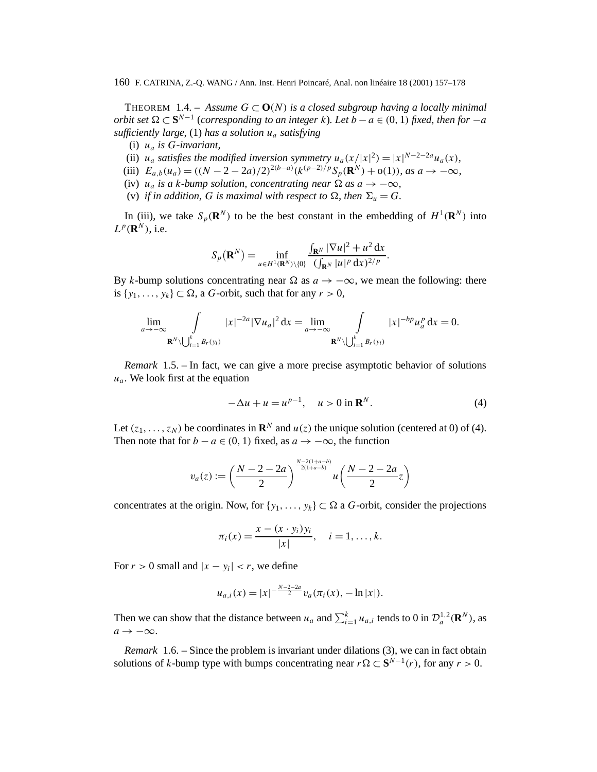THEOREM 1.4. – *Assume $G \subset \mathbf{O}(N)$ is a closed subgroup having a locally minimal orbit set $\Omega \subset \mathbf{S}^{N-1}$ (corresponding to an integer $k$). Let $b - a \in (0, 1)$ fixed, then for $-a$ sufficiently large,* (1) *has a solution $u_a$ satisfying*

(i) *$u_a$ is $G$-invariant,*
(ii) *$u_a$ satisfies the modified inversion symmetry $u_a(x/|x|^2) = |x|^{N-2-2a} u_a(x)$,*
(iii) *$E_{a,b}(u_a) = ((N - 2 - 2a)/2)^{2(b-a)}(k^{(p-2)/p} S_p(\mathbf{R}^N) + o(1))$, as $a \to -\infty$,*
(iv) *$u_a$ is a $k$-bump solution, concentrating near $\Omega$ as $a \to -\infty$,*
(v) *if in addition, $G$ is maximal with respect to $\Omega$, then $\Sigma_u = G$.*

In (iii), we take $S_p(\mathbf{R}^N)$ to be the best constant in the embedding of $H^1(\mathbf{R}^N)$ into $L^p(\mathbf{R}^N)$, i.e.

$$S_p(\mathbf{R}^N) = \inf_{u \in H^1(\mathbf{R}^N)\setminus\{0\}} \frac{\int_{\mathbf{R}^N} |\nabla u|^2 + u^2 \, dx}{(\int_{\mathbf{R}^N} |u|^p \, dx)^{2/p}}.$$

By $k$-bump solutions concentrating near $\Omega$ as $a \to -\infty$, we mean the following: there is $\{y_1, \ldots, y_k\} \subset \Omega$, a $G$-orbit, such that for any $r > 0$,

$$\lim_{a \to -\infty} \int_{\mathbf{R}^N \setminus \bigcup_{i=1}^k B_r(y_i)} |x|^{-2a} |\nabla u_a|^2 \, dx = \lim_{a \to -\infty} \int_{\mathbf{R}^N \setminus \bigcup_{i=1}^k B_r(y_i)} |x|^{-bp} u_a^p \, dx = 0.$$

*Remark* 1.5. – In fact, we can give a more precise asymptotic behavior of solutions $u_a$. We look first at the equation

$$-\Delta u + u = u^{p-1}, \quad u > 0 \text{ in } \mathbf{R}^N. \tag{4}$$

Let $(z_1, \ldots, z_N)$ be coordinates in $\mathbf{R}^N$ and $u(z)$ the unique solution (centered at 0) of (4). Then note that for $b - a \in (0, 1)$ fixed, as $a \to -\infty$, the function

$$v_a(z) := \left(\frac{N - 2 - 2a}{2}\right)^{\frac{N-2(1+a-b)}{2(1+a-b)}} u\left(\frac{N - 2 - 2a}{2} z\right)$$

concentrates at the origin. Now, for $\{y_1, \ldots, y_k\} \subset \Omega$ a $G$-orbit, consider the projections

$$\pi_i(x) = \frac{x - (x \cdot y_i) y_i}{|x|}, \quad i = 1, \ldots, k.$$

For $r > 0$ small and $|x - y_i| < r$, we define

$$u_{a,i}(x) = |x|^{-\frac{N-2-2a}{2}} v_a(\pi_i(x), -\ln|x|).$$

Then we can show that the distance between $u_a$ and $\sum_{i=1}^k u_{a,i}$ tends to 0 in $\mathcal{D}_a^{1,2}(\mathbf{R}^N)$, as $a \to -\infty$.

*Remark* 1.6. – Since the problem is invariant under dilations (3), we can in fact obtain solutions of $k$-bump type with bumps concentrating near $r\Omega \subset \mathbf{S}^{N-1}(r)$, for any $r > 0$.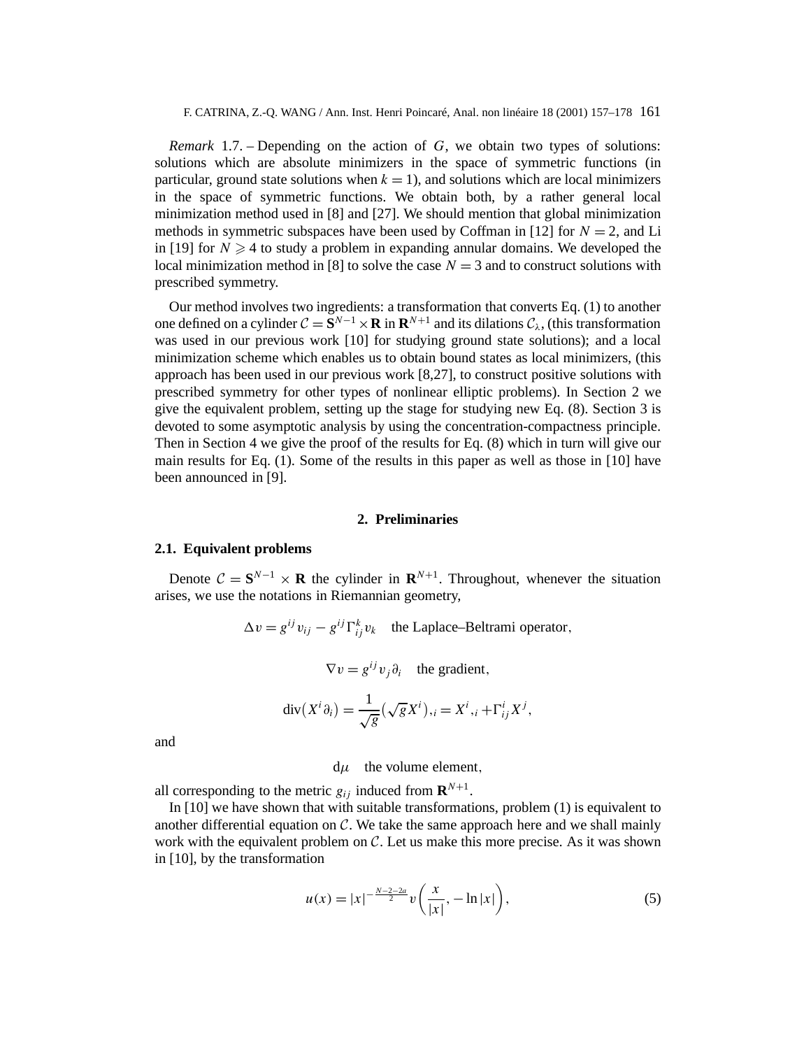*Remark* 1.7. – Depending on the action of $G$, we obtain two types of solutions: solutions which are absolute minimizers in the space of symmetric functions (in particular, ground state solutions when $k=1$), and solutions which are local minimizers in the space of symmetric functions. We obtain both, by a rather general local minimization method used in [8] and [27]. We should mention that global minimization methods in symmetric subspaces have been used by Coffman in [12] for $N=2$, and Li in [19] for $N\geqslant 4$ to study a problem in expanding annular domains. We developed the local minimization method in [8] to solve the case $N=3$ and to construct solutions with prescribed symmetry.

Our method involves two ingredients: a transformation that converts Eq. (1) to another one defined on a cylinder $\mathcal{C}=\mathbf{S}^{N-1}\times\mathbf{R}$ in $\mathbf{R}^{N+1}$ and its dilations $\mathcal{C}_\lambda$, (this transformation was used in our previous work [10] for studying ground state solutions); and a local minimization scheme which enables us to obtain bound states as local minimizers, (this approach has been used in our previous work [8,27], to construct positive solutions with prescribed symmetry for other types of nonlinear elliptic problems). In Section 2 we give the equivalent problem, setting up the stage for studying new Eq. (8). Section 3 is devoted to some asymptotic analysis by using the concentration-compactness principle. Then in Section 4 we give the proof of the results for Eq. (8) which in turn will give our main results for Eq. (1). Some of the results in this paper as well as those in [10] have been announced in [9].

## 2. Preliminaries

### 2.1. Equivalent problems

Denote $\mathcal{C}=\mathbf{S}^{N-1}\times\mathbf{R}$ the cylinder in $\mathbf{R}^{N+1}$. Throughout, whenever the situation arises, we use the notations in Riemannian geometry,

$$\Delta v = g^{ij}v_{ij} - g^{ij}\Gamma^k_{ij}v_k \quad \text{the Laplace–Beltrami operator},$$

$$\nabla v = g^{ij}v_j\partial_i \quad \text{the gradient},$$

$$\operatorname{div}(X^i\partial_i) = \frac{1}{\sqrt{g}}(\sqrt{g}X^i)_{,i} = X^i{}_{,i} + \Gamma^i_{ij}X^j,$$

and

$$\mathrm{d}\mu \quad \text{the volume element},$$

all corresponding to the metric $g_{ij}$ induced from $\mathbf{R}^{N+1}$.

In [10] we have shown that with suitable transformations, problem (1) is equivalent to another differential equation on $\mathcal{C}$. We take the same approach here and we shall mainly work with the equivalent problem on $\mathcal{C}$. Let us make this more precise. As it was shown in [10], by the transformation

$$u(x) = |x|^{-\frac{N-2-2a}{2}}v\left(\frac{x}{|x|}, -\ln|x|\right), \tag{5}$$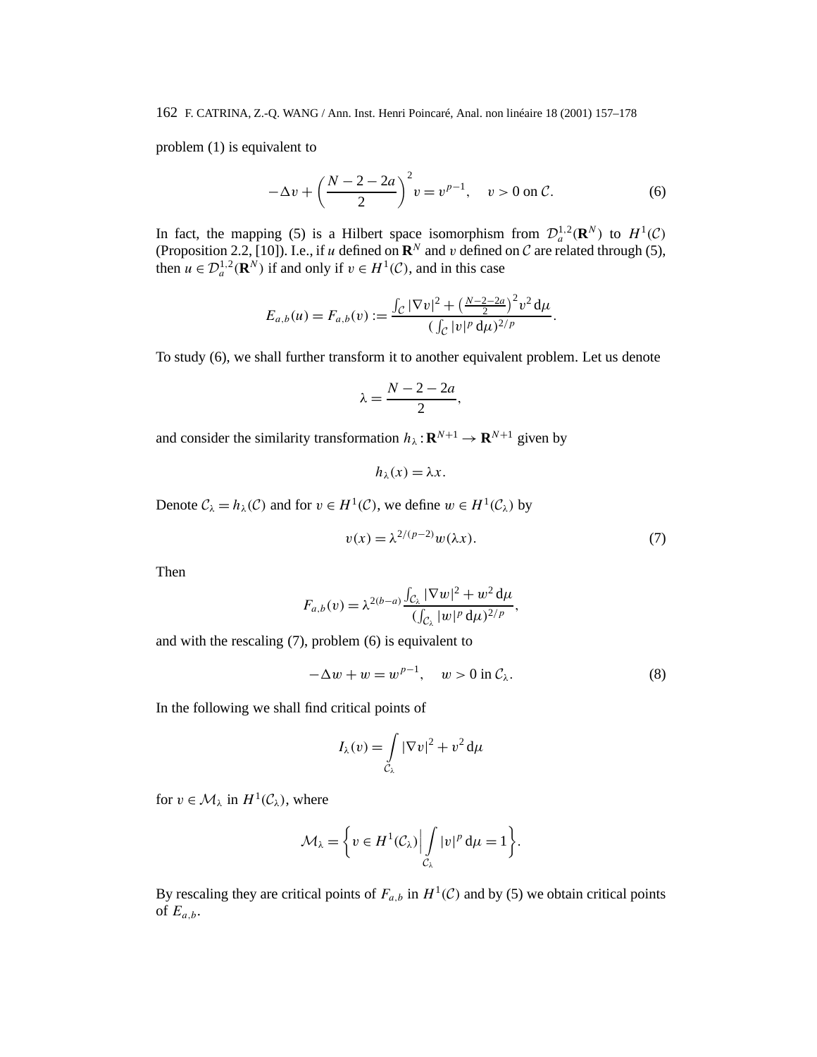problem (1) is equivalent to

$$-\Delta v + \left(\frac{N-2-2a}{2}\right)^2 v = v^{p-1}, \quad v > 0 \text{ on } \mathcal{C}. \tag{6}$$

In fact, the mapping (5) is a Hilbert space isomorphism from $\mathcal{D}_a^{1,2}(\mathbf{R}^N)$ to $H^1(\mathcal{C})$ (Proposition 2.2, [10]). I.e., if $u$ defined on $\mathbf{R}^N$ and $v$ defined on $\mathcal{C}$ are related through (5), then $u \in \mathcal{D}_a^{1,2}(\mathbf{R}^N)$ if and only if $v \in H^1(\mathcal{C})$, and in this case

$$E_{a,b}(u) = F_{a,b}(v) := \frac{\int_{\mathcal{C}} |\nabla v|^2 + \left(\frac{N-2-2a}{2}\right)^2 v^2 \,\mathrm{d}\mu}{\left(\int_{\mathcal{C}} |v|^p \,\mathrm{d}\mu\right)^{2/p}}.$$

To study (6), we shall further transform it to another equivalent problem. Let us denote

$$\lambda = \frac{N-2-2a}{2},$$

and consider the similarity transformation $h_\lambda : \mathbf{R}^{N+1} \to \mathbf{R}^{N+1}$ given by

$$h_\lambda(x) = \lambda x.$$

Denote $\mathcal{C}_\lambda = h_\lambda(\mathcal{C})$ and for $v \in H^1(\mathcal{C})$, we define $w \in H^1(\mathcal{C}_\lambda)$ by

$$v(x) = \lambda^{2/(p-2)} w(\lambda x). \tag{7}$$

Then

$$F_{a,b}(v) = \lambda^{2(b-a)} \frac{\int_{\mathcal{C}_\lambda} |\nabla w|^2 + w^2 \,\mathrm{d}\mu}{\left(\int_{\mathcal{C}_\lambda} |w|^p \,\mathrm{d}\mu\right)^{2/p}},$$

and with the rescaling (7), problem (6) is equivalent to

$$-\Delta w + w = w^{p-1}, \quad w > 0 \text{ in } \mathcal{C}_\lambda. \tag{8}$$

In the following we shall find critical points of

$$I_\lambda(v) = \int_{\mathcal{C}_\lambda} |\nabla v|^2 + v^2 \,\mathrm{d}\mu$$

for $v \in \mathcal{M}_\lambda$ in $H^1(\mathcal{C}_\lambda)$, where

$$\mathcal{M}_\lambda = \left\{ v \in H^1(\mathcal{C}_\lambda) \,\Big|\, \int_{\mathcal{C}_\lambda} |v|^p \,\mathrm{d}\mu = 1 \right\}.$$

By rescaling they are critical points of $F_{a,b}$ in $H^1(\mathcal{C})$ and by (5) we obtain critical points of $E_{a,b}$.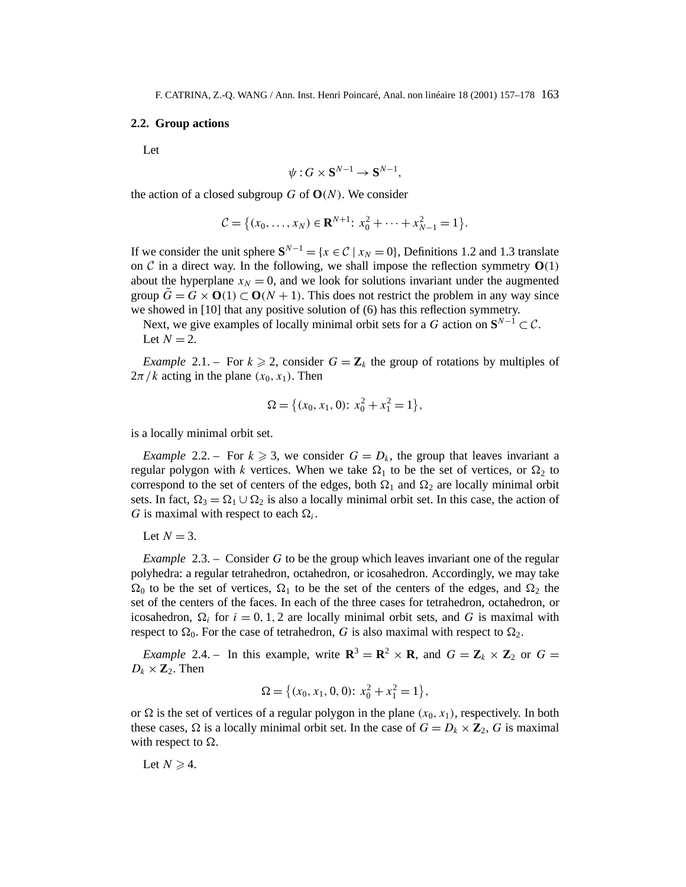### 2.2. Group actions

Let

$$\psi : G \times \mathbf{S}^{N-1} \to \mathbf{S}^{N-1},$$

the action of a closed subgroup $G$ of $\mathbf{O}(N)$. We consider

$$\mathcal{C} = \{(x_0, \dots, x_N) \in \mathbf{R}^{N+1} \colon\ x_0^2 + \dots + x_{N-1}^2 = 1\}.$$

If we consider the unit sphere $\mathbf{S}^{N-1} = \{x \in \mathcal{C} \mid x_N = 0\}$, Definitions 1.2 and 1.3 translate on $\mathcal{C}$ in a direct way. In the following, we shall impose the reflection symmetry $\mathbf{O}(1)$ about the hyperplane $x_N = 0$, and we look for solutions invariant under the augmented group $\tilde{G} = G \times \mathbf{O}(1) \subset \mathbf{O}(N+1)$. This does not restrict the problem in any way since we showed in [10] that any positive solution of (6) has this reflection symmetry.

Next, we give examples of locally minimal orbit sets for a $G$ action on $\mathbf{S}^{N-1} \subset \mathcal{C}$.

Let $N = 2$.

*Example* 2.1. – For $k \geqslant 2$, consider $G = \mathbf{Z}_k$ the group of rotations by multiples of $2\pi/k$ acting in the plane $(x_0, x_1)$. Then

$$\Omega = \{(x_0, x_1, 0) \colon\ x_0^2 + x_1^2 = 1\},$$

is a locally minimal orbit set.

*Example* 2.2. – For $k \geqslant 3$, we consider $G = D_k$, the group that leaves invariant a regular polygon with $k$ vertices. When we take $\Omega_1$ to be the set of vertices, or $\Omega_2$ to correspond to the set of centers of the edges, both $\Omega_1$ and $\Omega_2$ are locally minimal orbit sets. In fact, $\Omega_3 = \Omega_1 \cup \Omega_2$ is also a locally minimal orbit set. In this case, the action of $G$ is maximal with respect to each $\Omega_i$.

Let $N = 3$.

*Example* 2.3. – Consider $G$ to be the group which leaves invariant one of the regular polyhedra: a regular tetrahedron, octahedron, or icosahedron. Accordingly, we may take $\Omega_0$ to be the set of vertices, $\Omega_1$ to be the set of the centers of the edges, and $\Omega_2$ the set of the centers of the faces. In each of the three cases for tetrahedron, octahedron, or icosahedron, $\Omega_i$ for $i = 0, 1, 2$ are locally minimal orbit sets, and $G$ is maximal with respect to $\Omega_0$. For the case of tetrahedron, $G$ is also maximal with respect to $\Omega_2$.

*Example* 2.4. – In this example, write $\mathbf{R}^3 = \mathbf{R}^2 \times \mathbf{R}$, and $G = \mathbf{Z}_k \times \mathbf{Z}_2$ or $G = D_k \times \mathbf{Z}_2$. Then

$$\Omega = \{(x_0, x_1, 0, 0) \colon\ x_0^2 + x_1^2 = 1\},$$

or $\Omega$ is the set of vertices of a regular polygon in the plane $(x_0, x_1)$, respectively. In both these cases, $\Omega$ is a locally minimal orbit set. In the case of $G = D_k \times \mathbf{Z}_2$, $G$ is maximal with respect to $\Omega$.

Let $N \geqslant 4$.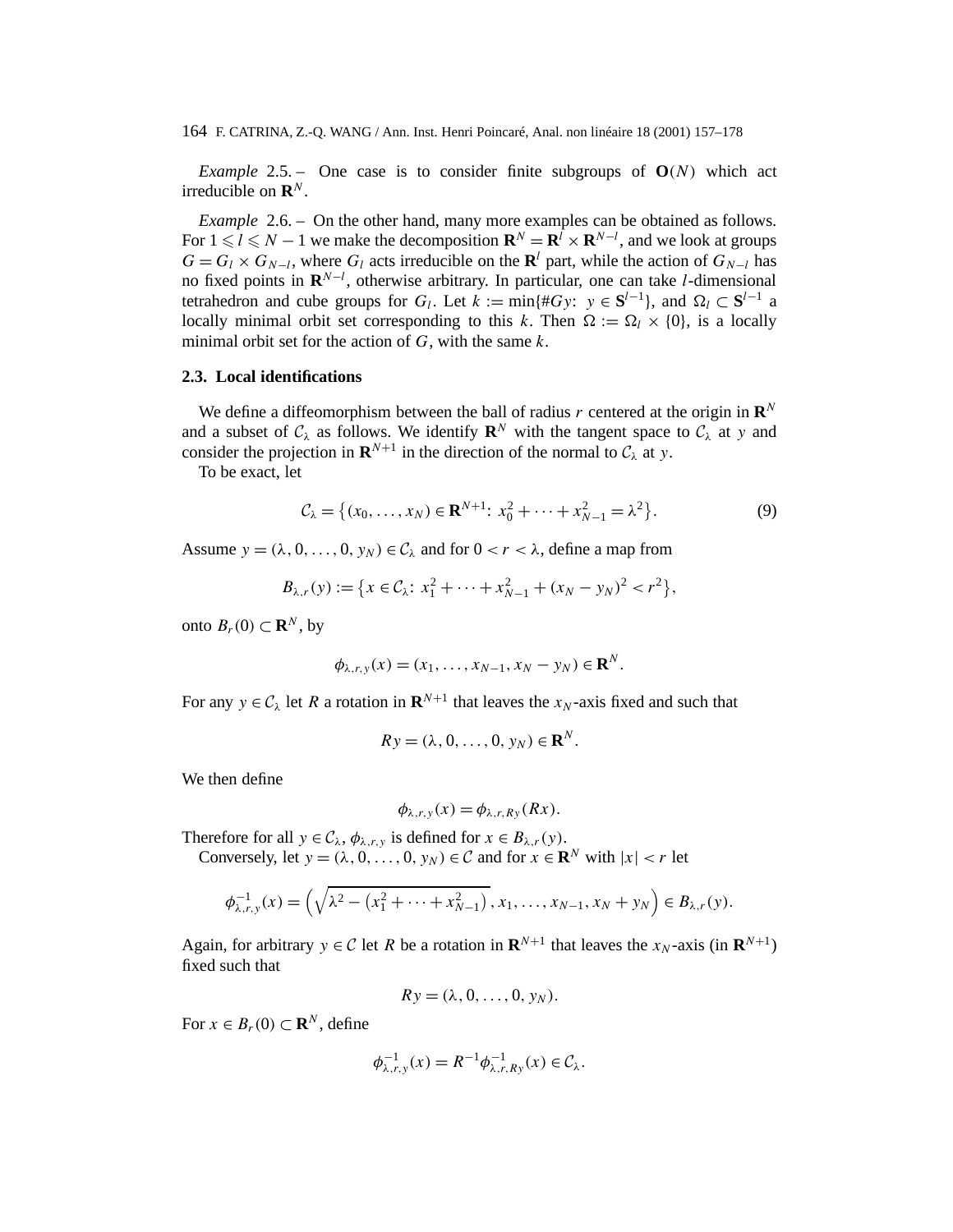*Example* 2.5. – One case is to consider finite subgroups of $\mathbf{O}(N)$ which act irreducible on $\mathbf{R}^N$.

*Example* 2.6. – On the other hand, many more examples can be obtained as follows. For $1 \leqslant l \leqslant N-1$ we make the decomposition $\mathbf{R}^N = \mathbf{R}^l \times \mathbf{R}^{N-l}$, and we look at groups $G = G_l \times G_{N-l}$, where $G_l$ acts irreducible on the $\mathbf{R}^l$ part, while the action of $G_{N-l}$ has no fixed points in $\mathbf{R}^{N-l}$, otherwise arbitrary. In particular, one can take $l$-dimensional tetrahedron and cube groups for $G_l$. Let $k := \min\{\#Gy\colon\ y \in \mathbf{S}^{l-1}\}$, and $\Omega_l \subset \mathbf{S}^{l-1}$ a locally minimal orbit set corresponding to this $k$. Then $\Omega := \Omega_l \times \{0\}$, is a locally minimal orbit set for the action of $G$, with the same $k$.

### 2.3. Local identifications

We define a diffeomorphism between the ball of radius $r$ centered at the origin in $\mathbf{R}^N$ and a subset of $\mathcal{C}_\lambda$ as follows. We identify $\mathbf{R}^N$ with the tangent space to $\mathcal{C}_\lambda$ at $y$ and consider the projection in $\mathbf{R}^{N+1}$ in the direction of the normal to $\mathcal{C}_\lambda$ at $y$.

To be exact, let

$$\mathcal{C}_\lambda = \left\{(x_0, \ldots, x_N) \in \mathbf{R}^{N+1}\colon\ x_0^2 + \cdots + x_{N-1}^2 = \lambda^2\right\}. \tag{9}$$

Assume $y = (\lambda, 0, \ldots, 0, y_N) \in \mathcal{C}_\lambda$ and for $0 < r < \lambda$, define a map from

$$B_{\lambda,r}(y) := \left\{x \in \mathcal{C}_\lambda\colon\ x_1^2 + \cdots + x_{N-1}^2 + (x_N - y_N)^2 < r^2\right\},$$

onto $B_r(0) \subset \mathbf{R}^N$, by

$$\phi_{\lambda,r,y}(x) = (x_1, \ldots, x_{N-1}, x_N - y_N) \in \mathbf{R}^N.$$

For any $y \in \mathcal{C}_\lambda$ let $R$ a rotation in $\mathbf{R}^{N+1}$ that leaves the $x_N$-axis fixed and such that

$$Ry = (\lambda, 0, \ldots, 0, y_N) \in \mathbf{R}^N.$$

We then define

$$\phi_{\lambda,r,y}(x) = \phi_{\lambda,r,Ry}(Rx).$$

Therefore for all $y \in \mathcal{C}_\lambda$, $\phi_{\lambda,r,y}$ is defined for $x \in B_{\lambda,r}(y)$.

Conversely, let $y = (\lambda, 0, \ldots, 0, y_N) \in \mathcal{C}$ and for $x \in \mathbf{R}^N$ with $|x| < r$ let

$$\phi_{\lambda,r,y}^{-1}(x) = \left(\sqrt{\lambda^2 - \left(x_1^2 + \cdots + x_{N-1}^2\right)}, x_1, \ldots, x_{N-1}, x_N + y_N\right) \in B_{\lambda,r}(y).$$

Again, for arbitrary $y \in \mathcal{C}$ let $R$ be a rotation in $\mathbf{R}^{N+1}$ that leaves the $x_N$-axis (in $\mathbf{R}^{N+1}$) fixed such that

$$Ry = (\lambda, 0, \ldots, 0, y_N).$$

For $x \in B_r(0) \subset \mathbf{R}^N$, define

$$\phi_{\lambda,r,y}^{-1}(x) = R^{-1}\phi_{\lambda,r,Ry}^{-1}(x) \in \mathcal{C}_\lambda.$$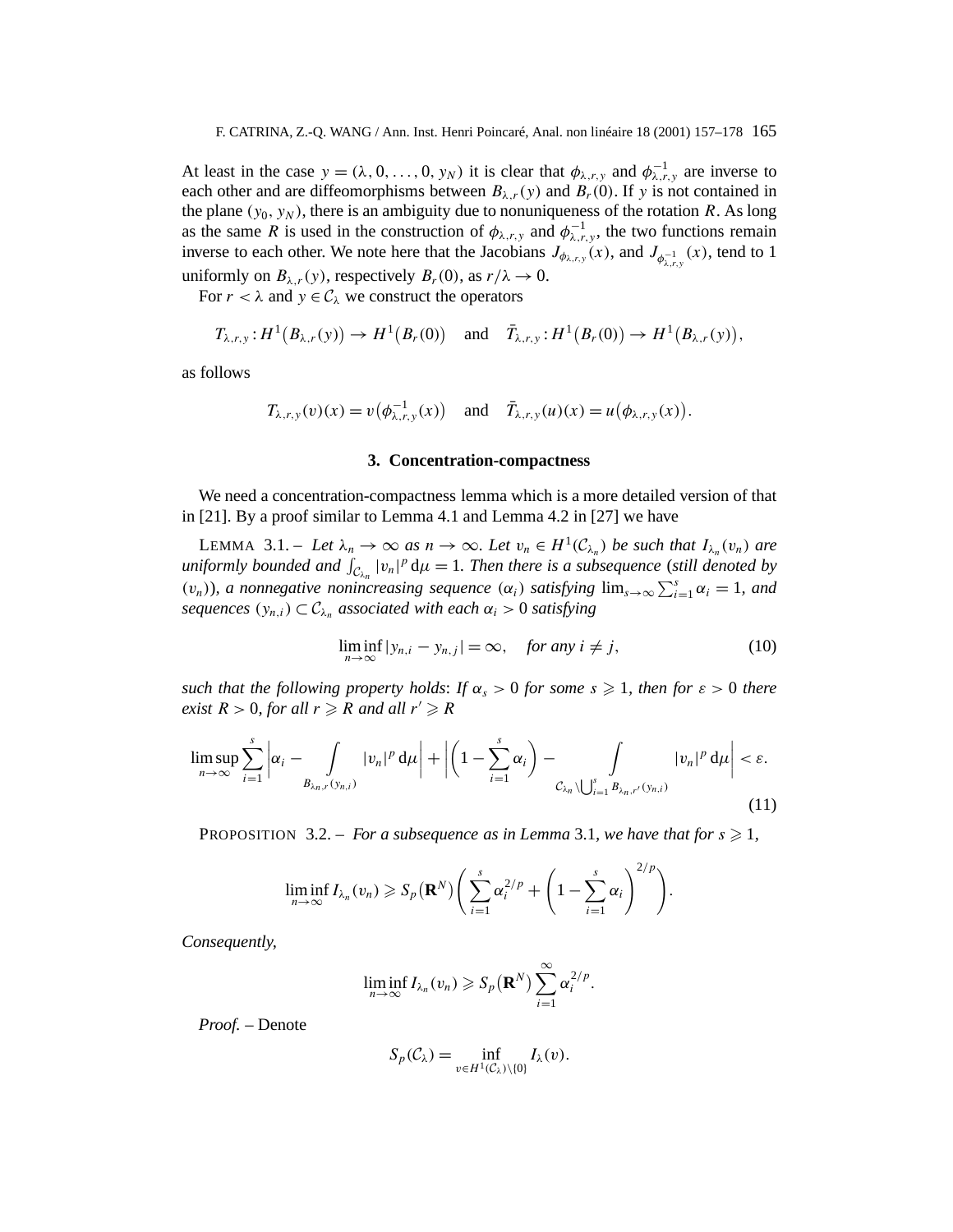At least in the case $y = (\lambda, 0, \ldots, 0, y_N)$ it is clear that $\phi_{\lambda,r,y}$ and $\phi_{\lambda,r,y}^{-1}$ are inverse to each other and are diffeomorphisms between $B_{\lambda,r}(y)$ and $B_r(0)$. If $y$ is not contained in the plane $(y_0, y_N)$, there is an ambiguity due to nonuniqueness of the rotation $R$. As long as the same $R$ is used in the construction of $\phi_{\lambda,r,y}$ and $\phi_{\lambda,r,y}^{-1}$, the two functions remain inverse to each other. We note here that the Jacobians $J_{\phi_{\lambda,r,y}}(x)$, and $J_{\phi_{\lambda,r,y}^{-1}}(x)$, tend to 1 uniformly on $B_{\lambda,r}(y)$, respectively $B_r(0)$, as $r/\lambda \to 0$.

For $r < \lambda$ and $y \in \mathcal{C}_\lambda$ we construct the operators

$$T_{\lambda,r,y} : H^1\big(B_{\lambda,r}(y)\big) \to H^1\big(B_r(0)\big) \quad \text{and} \quad \bar{T}_{\lambda,r,y} : H^1\big(B_r(0)\big) \to H^1\big(B_{\lambda,r}(y)\big),$$

as follows

$$T_{\lambda,r,y}(v)(x) = v\big(\phi_{\lambda,r,y}^{-1}(x)\big) \quad \text{and} \quad \bar{T}_{\lambda,r,y}(u)(x) = u\big(\phi_{\lambda,r,y}(x)\big).$$

## 3. Concentration-compactness

We need a concentration-compactness lemma which is a more detailed version of that in [21]. By a proof similar to Lemma 4.1 and Lemma 4.2 in [27] we have

LEMMA 3.1. – *Let $\lambda_n \to \infty$ as $n \to \infty$. Let $v_n \in H^1(\mathcal{C}_{\lambda_n})$ be such that $I_{\lambda_n}(v_n)$ are uniformly bounded and $\int_{\mathcal{C}_{\lambda_n}} |v_n|^p \,\mathrm{d}\mu = 1$. Then there is a subsequence (still denoted by $(v_n)$), a nonnegative nonincreasing sequence $(\alpha_i)$ satisfying $\lim_{s\to\infty} \sum_{i=1}^s \alpha_i = 1$, and sequences $(y_{n,i}) \subset \mathcal{C}_{\lambda_n}$ associated with each $\alpha_i > 0$ satisfying*

$$\liminf_{n\to\infty} |y_{n,i} - y_{n,j}| = \infty, \quad \text{for any } i \neq j, \tag{10}$$

*such that the following property holds: If $\alpha_s > 0$ for some $s \geqslant 1$, then for $\varepsilon > 0$ there exist $R > 0$, for all $r \geqslant R$ and all $r' \geqslant R$*

$$\limsup_{n\to\infty} \sum_{i=1}^s \left| \alpha_i - \int_{B_{\lambda_n,r}(y_{n,i})} |v_n|^p \,\mathrm{d}\mu \right| + \left| \left(1 - \sum_{i=1}^s \alpha_i\right) - \int_{\mathcal{C}_{\lambda_n} \setminus \bigcup_{i=1}^s B_{\lambda_n,r'}(y_{n,i})} |v_n|^p \,\mathrm{d}\mu \right| < \varepsilon. \tag{11}$$

PROPOSITION 3.2. – *For a subsequence as in Lemma 3.1, we have that for $s \geqslant 1$,*

$$\liminf_{n\to\infty} I_{\lambda_n}(v_n) \geqslant S_p(\mathbf{R}^N) \left( \sum_{i=1}^s \alpha_i^{2/p} + \left(1 - \sum_{i=1}^s \alpha_i\right)^{2/p} \right).$$

*Consequently,*

$$\liminf_{n\to\infty} I_{\lambda_n}(v_n) \geqslant S_p(\mathbf{R}^N) \sum_{i=1}^\infty \alpha_i^{2/p}.$$

*Proof.* – Denote

$$S_p(\mathcal{C}_\lambda) = \inf_{v \in H^1(\mathcal{C}_\lambda)\setminus\{0\}} I_\lambda(v).$$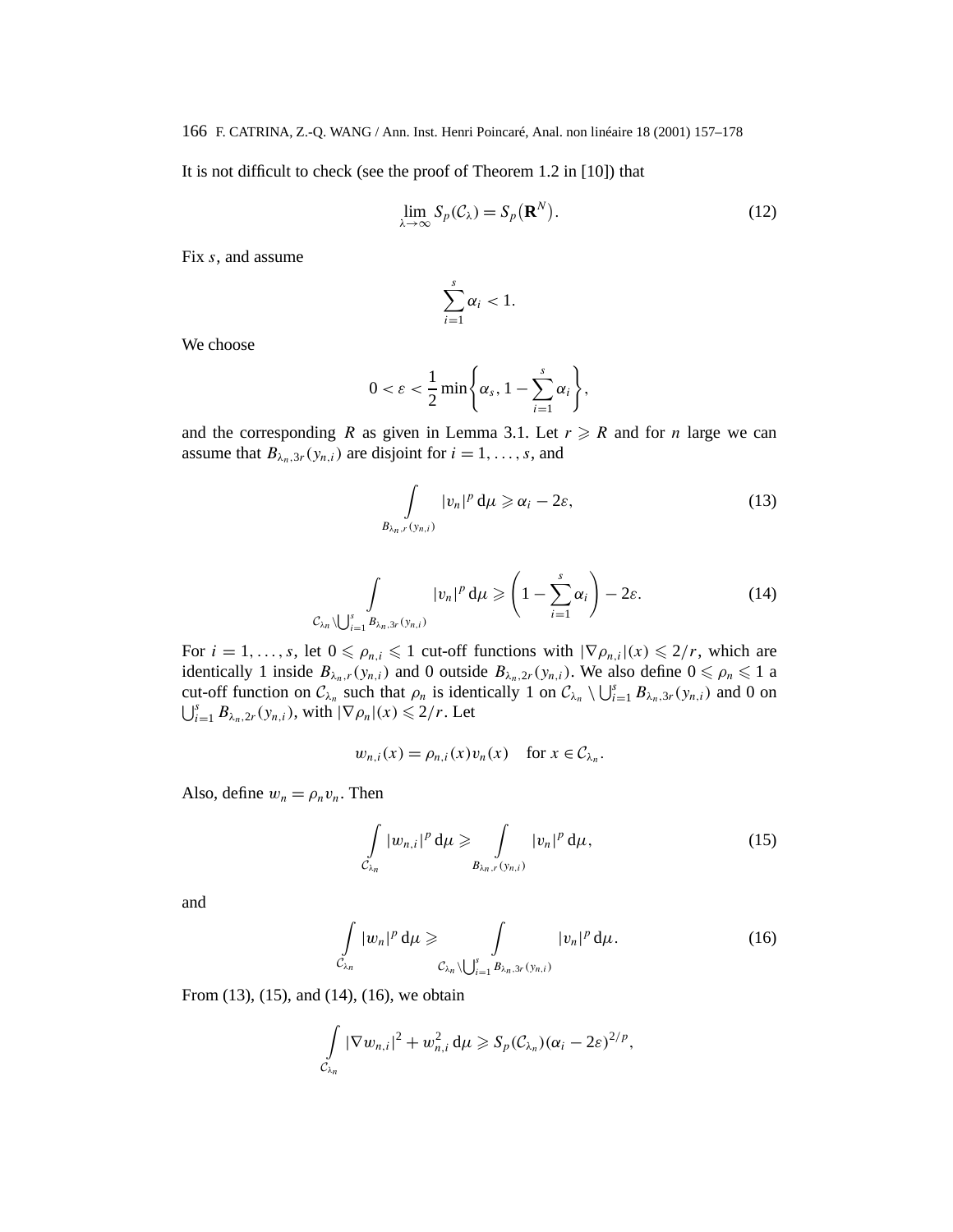It is not difficult to check (see the proof of Theorem 1.2 in [10]) that

$$\lim_{\lambda\to\infty} S_p(\mathcal{C}_\lambda) = S_p\big(\mathbf{R}^N\big). \tag{12}$$

Fix $s$, and assume

$$\sum_{i=1}^{s} \alpha_i < 1.$$

We choose

$$0 < \varepsilon < \frac{1}{2}\min\left\{\alpha_s, 1 - \sum_{i=1}^{s}\alpha_i\right\},$$

and the corresponding $R$ as given in Lemma 3.1. Let $r \geqslant R$ and for $n$ large we can assume that $B_{\lambda_n,3r}(y_{n,i})$ are disjoint for $i = 1,\ldots,s$, and

$$\int\limits_{B_{\lambda_n,r}(y_{n,i})} |v_n|^p \,\mathrm{d}\mu \geqslant \alpha_i - 2\varepsilon, \tag{13}$$

$$\int\limits_{\mathcal{C}_{\lambda_n}\setminus\bigcup_{i=1}^{s} B_{\lambda_n,3r}(y_{n,i})} |v_n|^p \,\mathrm{d}\mu \geqslant \left(1 - \sum_{i=1}^{s}\alpha_i\right) - 2\varepsilon. \tag{14}$$

For $i = 1,\ldots,s$, let $0 \leqslant \rho_{n,i} \leqslant 1$ cut-off functions with $|\nabla\rho_{n,i}|(x) \leqslant 2/r$, which are identically 1 inside $B_{\lambda_n,r}(y_{n,i})$ and 0 outside $B_{\lambda_n,2r}(y_{n,i})$. We also define $0 \leqslant \rho_n \leqslant 1$ a cut-off function on $\mathcal{C}_{\lambda_n}$ such that $\rho_n$ is identically 1 on $\mathcal{C}_{\lambda_n} \setminus \bigcup_{i=1}^{s} B_{\lambda_n,3r}(y_{n,i})$ and 0 on $\bigcup_{i=1}^{s} B_{\lambda_n,2r}(y_{n,i})$, with $|\nabla\rho_n|(x) \leqslant 2/r$. Let

$$w_{n,i}(x) = \rho_{n,i}(x)v_n(x) \quad \text{for } x \in \mathcal{C}_{\lambda_n}.$$

Also, define $w_n = \rho_n v_n$. Then

$$\int\limits_{\mathcal{C}_{\lambda_n}} |w_{n,i}|^p \,\mathrm{d}\mu \geqslant \int\limits_{B_{\lambda_n,r}(y_{n,i})} |v_n|^p \,\mathrm{d}\mu, \tag{15}$$

and

$$\int\limits_{\mathcal{C}_{\lambda_n}} |w_n|^p \,\mathrm{d}\mu \geqslant \int\limits_{\mathcal{C}_{\lambda_n}\setminus\bigcup_{i=1}^{s} B_{\lambda_n,3r}(y_{n,i})} |v_n|^p \,\mathrm{d}\mu. \tag{16}$$

From (13), (15), and (14), (16), we obtain

$$\int\limits_{\mathcal{C}_{\lambda_n}} |\nabla w_{n,i}|^2 + w_{n,i}^2 \,\mathrm{d}\mu \geqslant S_p(\mathcal{C}_{\lambda_n})(\alpha_i - 2\varepsilon)^{2/p},$$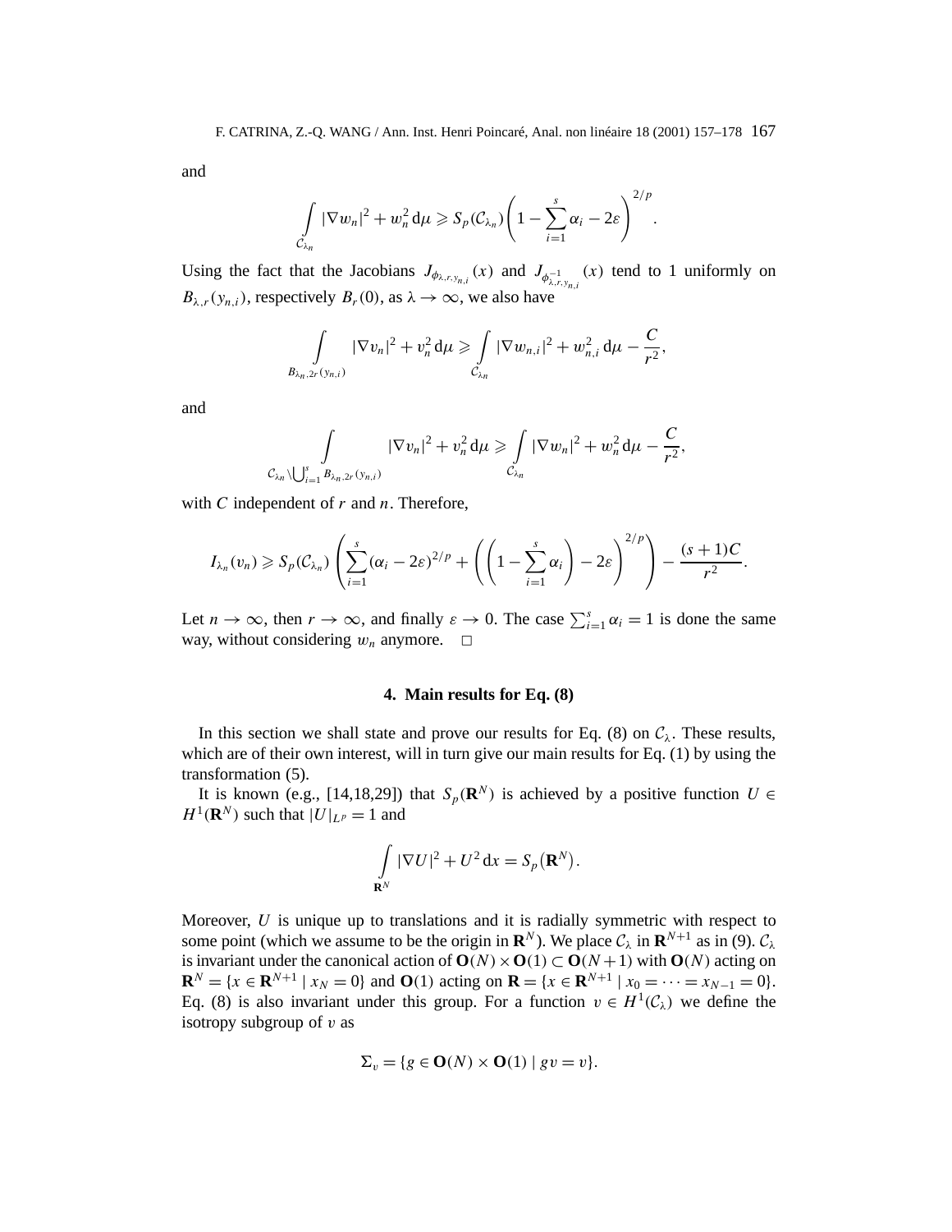and

$$\int_{\mathcal{C}_{\lambda_n}} |\nabla w_n|^2 + w_n^2 \,\mathrm{d}\mu \geqslant S_p(\mathcal{C}_{\lambda_n}) \left(1 - \sum_{i=1}^{s} \alpha_i - 2\varepsilon\right)^{2/p}.$$

Using the fact that the Jacobians $J_{\phi_{\lambda,r,y_{n,i}}}(x)$ and $J_{\phi^{-1}_{\lambda,r,y_{n,i}}}(x)$ tend to 1 uniformly on $B_{\lambda,r}(y_{n,i})$, respectively $B_r(0)$, as $\lambda \to \infty$, we also have

$$\int_{B_{\lambda_n,2r}(y_{n,i})} |\nabla v_n|^2 + v_n^2 \,\mathrm{d}\mu \geqslant \int_{\mathcal{C}_{\lambda_n}} |\nabla w_{n,i}|^2 + w_{n,i}^2 \,\mathrm{d}\mu - \frac{C}{r^2},$$

and

$$\int_{\mathcal{C}_{\lambda_n} \setminus \bigcup_{i=1}^{s} B_{\lambda_n,2r}(y_{n,i})} |\nabla v_n|^2 + v_n^2 \,\mathrm{d}\mu \geqslant \int_{\mathcal{C}_{\lambda_n}} |\nabla w_n|^2 + w_n^2 \,\mathrm{d}\mu - \frac{C}{r^2},$$

with $C$ independent of $r$ and $n$. Therefore,

$$I_{\lambda_n}(v_n) \geqslant S_p(\mathcal{C}_{\lambda_n}) \left( \sum_{i=1}^{s} (\alpha_i - 2\varepsilon)^{2/p} + \left( \left(1 - \sum_{i=1}^{s} \alpha_i\right) - 2\varepsilon \right)^{2/p} \right) - \frac{(s+1)C}{r^2}.$$

Let $n \to \infty$, then $r \to \infty$, and finally $\varepsilon \to 0$. The case $\sum_{i=1}^{s} \alpha_i = 1$ is done the same way, without considering $w_n$ anymore. $\square$

## 4. Main results for Eq. (8)

In this section we shall state and prove our results for Eq. (8) on $\mathcal{C}_\lambda$. These results, which are of their own interest, will in turn give our main results for Eq. (1) by using the transformation (5).

It is known (e.g., [14,18,29]) that $S_p(\mathbf{R}^N)$ is achieved by a positive function $U \in H^1(\mathbf{R}^N)$ such that $|U|_{L^p} = 1$ and

$$\int_{\mathbf{R}^N} |\nabla U|^2 + U^2 \,\mathrm{d}x = S_p(\mathbf{R}^N).$$

Moreover, $U$ is unique up to translations and it is radially symmetric with respect to some point (which we assume to be the origin in $\mathbf{R}^N$). We place $\mathcal{C}_\lambda$ in $\mathbf{R}^{N+1}$ as in (9). $\mathcal{C}_\lambda$ is invariant under the canonical action of $\mathbf{O}(N) \times \mathbf{O}(1) \subset \mathbf{O}(N+1)$ with $\mathbf{O}(N)$ acting on $\mathbf{R}^N = \{x \in \mathbf{R}^{N+1} \mid x_N = 0\}$ and $\mathbf{O}(1)$ acting on $\mathbf{R} = \{x \in \mathbf{R}^{N+1} \mid x_0 = \cdots = x_{N-1} = 0\}$. Eq. (8) is also invariant under this group. For a function $v \in H^1(\mathcal{C}_\lambda)$ we define the isotropy subgroup of $v$ as

$$\Sigma_v = \{g \in \mathbf{O}(N) \times \mathbf{O}(1) \mid gv = v\}.$$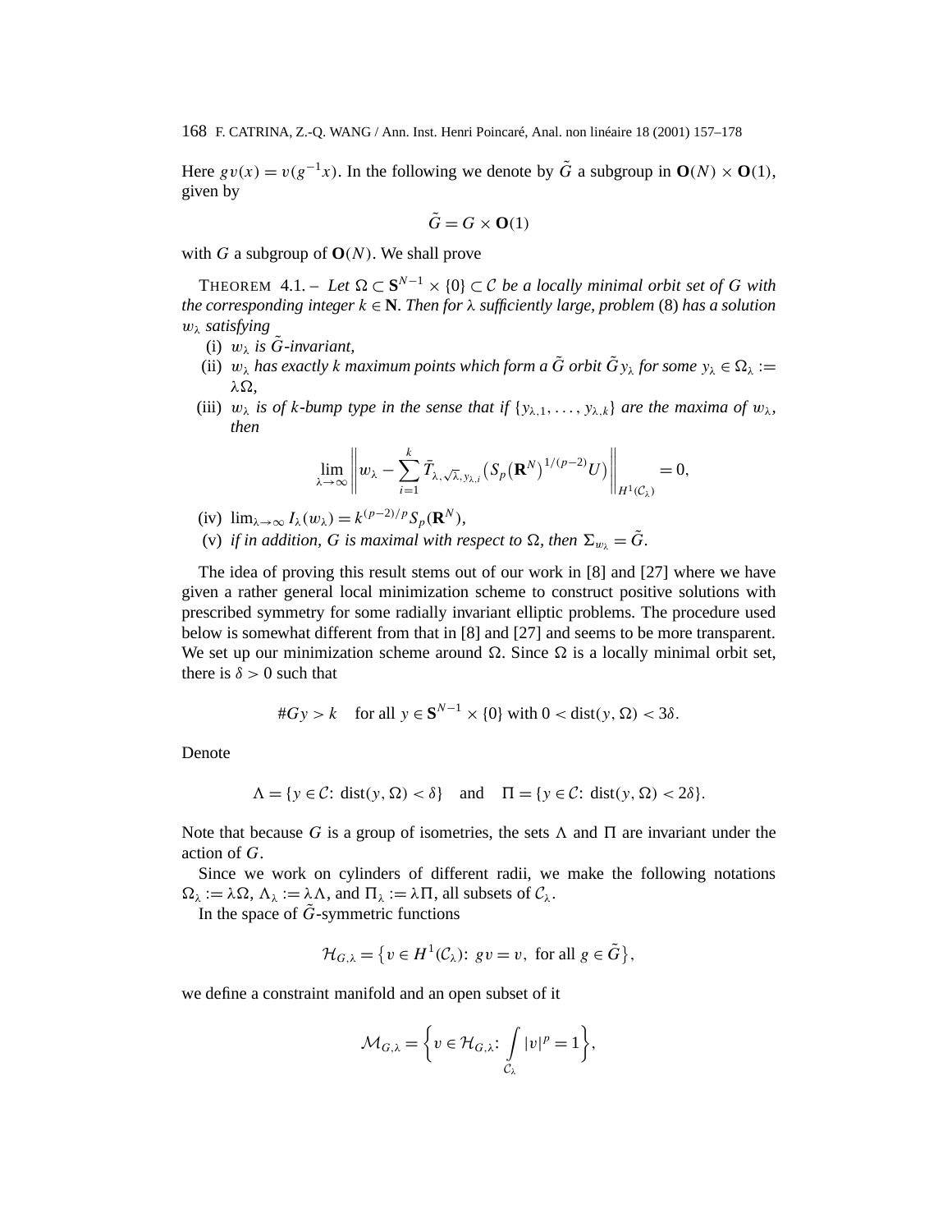Here $gv(x) = v(g^{-1}x)$. In the following we denote by $\tilde{G}$ a subgroup in $\mathbf{O}(N) \times \mathbf{O}(1)$, given by

$$\tilde{G} = G \times \mathbf{O}(1)$$

with $G$ a subgroup of $\mathbf{O}(N)$. We shall prove

THEOREM 4.1. – *Let $\Omega \subset \mathbf{S}^{N-1} \times \{0\} \subset \mathcal{C}$ be a locally minimal orbit set of $G$ with the corresponding integer $k \in \mathbf{N}$. Then for $\lambda$ sufficiently large, problem* (8) *has a solution $w_\lambda$ satisfying*

- (i) *$w_\lambda$ is $\tilde{G}$-invariant,*
- (ii) *$w_\lambda$ has exactly $k$ maximum points which form a $\tilde{G}$ orbit $\tilde{G}y_\lambda$ for some $y_\lambda \in \Omega_\lambda := \lambda\Omega$,*
- (iii) *$w_\lambda$ is of $k$-bump type in the sense that if $\{y_{\lambda,1}, \ldots, y_{\lambda,k}\}$ are the maxima of $w_\lambda$, then*

$$\lim_{\lambda\to\infty} \left\| w_\lambda - \sum_{i=1}^{k} \bar{T}_{\lambda,\sqrt{\lambda},y_{\lambda,i}}\big(S_p\big(\mathbf{R}^N\big)^{1/(p-2)}U\big) \right\|_{H^1(\mathcal{C}_\lambda)} = 0,$$

- (iv) *$\lim_{\lambda\to\infty} I_\lambda(w_\lambda) = k^{(p-2)/p} S_p(\mathbf{R}^N)$,*
- (v) *if in addition, $G$ is maximal with respect to $\Omega$, then $\Sigma_{w_\lambda} = \tilde{G}$.*

The idea of proving this result stems out of our work in [8] and [27] where we have given a rather general local minimization scheme to construct positive solutions with prescribed symmetry for some radially invariant elliptic problems. The procedure used below is somewhat different from that in [8] and [27] and seems to be more transparent. We set up our minimization scheme around $\Omega$. Since $\Omega$ is a locally minimal orbit set, there is $\delta > 0$ such that

$$\#Gy > k \quad \text{for all } y \in \mathbf{S}^{N-1} \times \{0\} \text{ with } 0 < \operatorname{dist}(y, \Omega) < 3\delta.$$

Denote

$$\Lambda = \{y \in \mathcal{C}\colon \operatorname{dist}(y,\Omega) < \delta\} \quad \text{and} \quad \Pi = \{y \in \mathcal{C}\colon \operatorname{dist}(y,\Omega) < 2\delta\}.$$

Note that because $G$ is a group of isometries, the sets $\Lambda$ and $\Pi$ are invariant under the action of $G$.

Since we work on cylinders of different radii, we make the following notations $\Omega_\lambda := \lambda\Omega$, $\Lambda_\lambda := \lambda\Lambda$, and $\Pi_\lambda := \lambda\Pi$, all subsets of $\mathcal{C}_\lambda$.

In the space of $\tilde{G}$-symmetric functions

$$\mathcal{H}_{G,\lambda} = \big\{v \in H^1(\mathcal{C}_\lambda)\colon gv = v, \text{ for all } g \in \tilde{G}\big\},$$

we define a constraint manifold and an open subset of it

$$\mathcal{M}_{G,\lambda} = \left\{v \in \mathcal{H}_{G,\lambda}\colon \int_{\mathcal{C}_\lambda} |v|^p = 1\right\},$$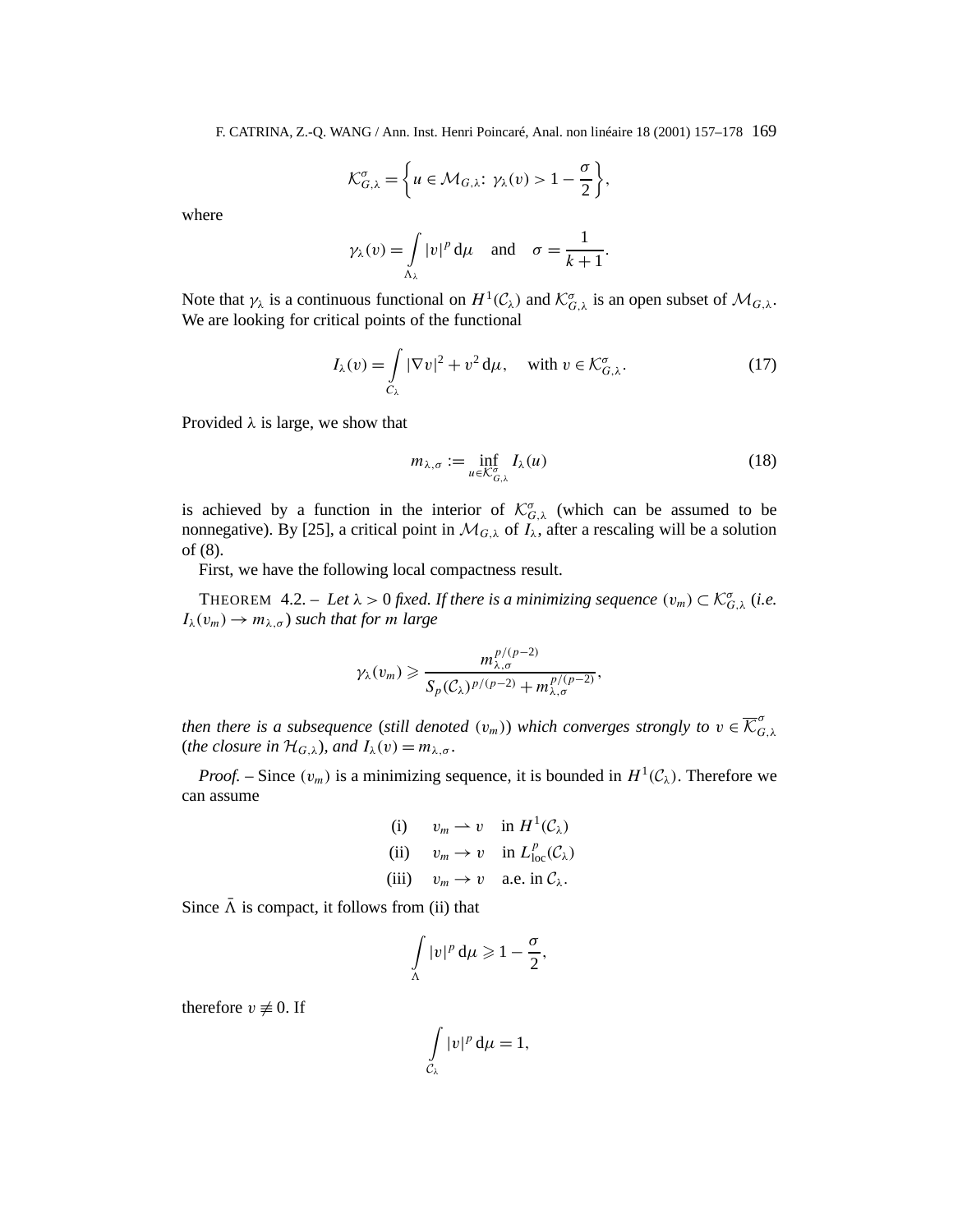$$\mathcal{K}^{\sigma}_{G,\lambda} = \left\{ u \in \mathcal{M}_{G,\lambda} \colon \gamma_\lambda(v) > 1 - \frac{\sigma}{2} \right\},$$

where

$$\gamma_\lambda(v) = \int_{\Lambda_\lambda} |v|^p \, d\mu \quad \text{and} \quad \sigma = \frac{1}{k+1}.$$

Note that $\gamma_\lambda$ is a continuous functional on $H^1(\mathcal{C}_\lambda)$ and $\mathcal{K}^{\sigma}_{G,\lambda}$ is an open subset of $\mathcal{M}_{G,\lambda}$. We are looking for critical points of the functional

$$I_\lambda(v) = \int_{\mathcal{C}_\lambda} |\nabla v|^2 + v^2 \, d\mu, \quad \text{with } v \in \mathcal{K}^{\sigma}_{G,\lambda}. \tag{17}$$

Provided $\lambda$ is large, we show that

$$m_{\lambda,\sigma} := \inf_{u \in \mathcal{K}^{\sigma}_{G,\lambda}} I_\lambda(u) \tag{18}$$

is achieved by a function in the interior of $\mathcal{K}^{\sigma}_{G,\lambda}$ (which can be assumed to be nonnegative). By [25], a critical point in $\mathcal{M}_{G,\lambda}$ of $I_\lambda$, after a rescaling will be a solution of (8).

First, we have the following local compactness result.

THEOREM 4.2. – *Let $\lambda > 0$ fixed. If there is a minimizing sequence $(v_m) \subset \mathcal{K}^{\sigma}_{G,\lambda}$ (i.e. $I_\lambda(v_m) \to m_{\lambda,\sigma}$) such that for $m$ large*

$$\gamma_\lambda(v_m) \geqslant \frac{m_{\lambda,\sigma}^{p/(p-2)}}{S_p(\mathcal{C}_\lambda)^{p/(p-2)} + m_{\lambda,\sigma}^{p/(p-2)}},$$

*then there is a subsequence (still denoted $(v_m)$) which converges strongly to $v \in \overline{\mathcal{K}}^{\sigma}_{G,\lambda}$ (the closure in $\mathcal{H}_{G,\lambda}$), and $I_\lambda(v) = m_{\lambda,\sigma}$.*

*Proof.* – Since $(v_m)$ is a minimizing sequence, it is bounded in $H^1(\mathcal{C}_\lambda)$. Therefore we can assume

$$\begin{aligned}
&\text{(i)} \quad v_m \rightharpoonup v \quad \text{in } H^1(\mathcal{C}_\lambda)\\
&\text{(ii)} \quad v_m \to v \quad \text{in } L^p_{\text{loc}}(\mathcal{C}_\lambda)\\
&\text{(iii)} \quad v_m \to v \quad \text{a.e. in } \mathcal{C}_\lambda.
\end{aligned}$$

Since $\bar{\Lambda}$ is compact, it follows from (ii) that

$$\int_{\Lambda} |v|^p \, d\mu \geqslant 1 - \frac{\sigma}{2},$$

therefore $v \not\equiv 0$. If

$$\int_{\mathcal{C}_\lambda} |v|^p \, d\mu = 1,$$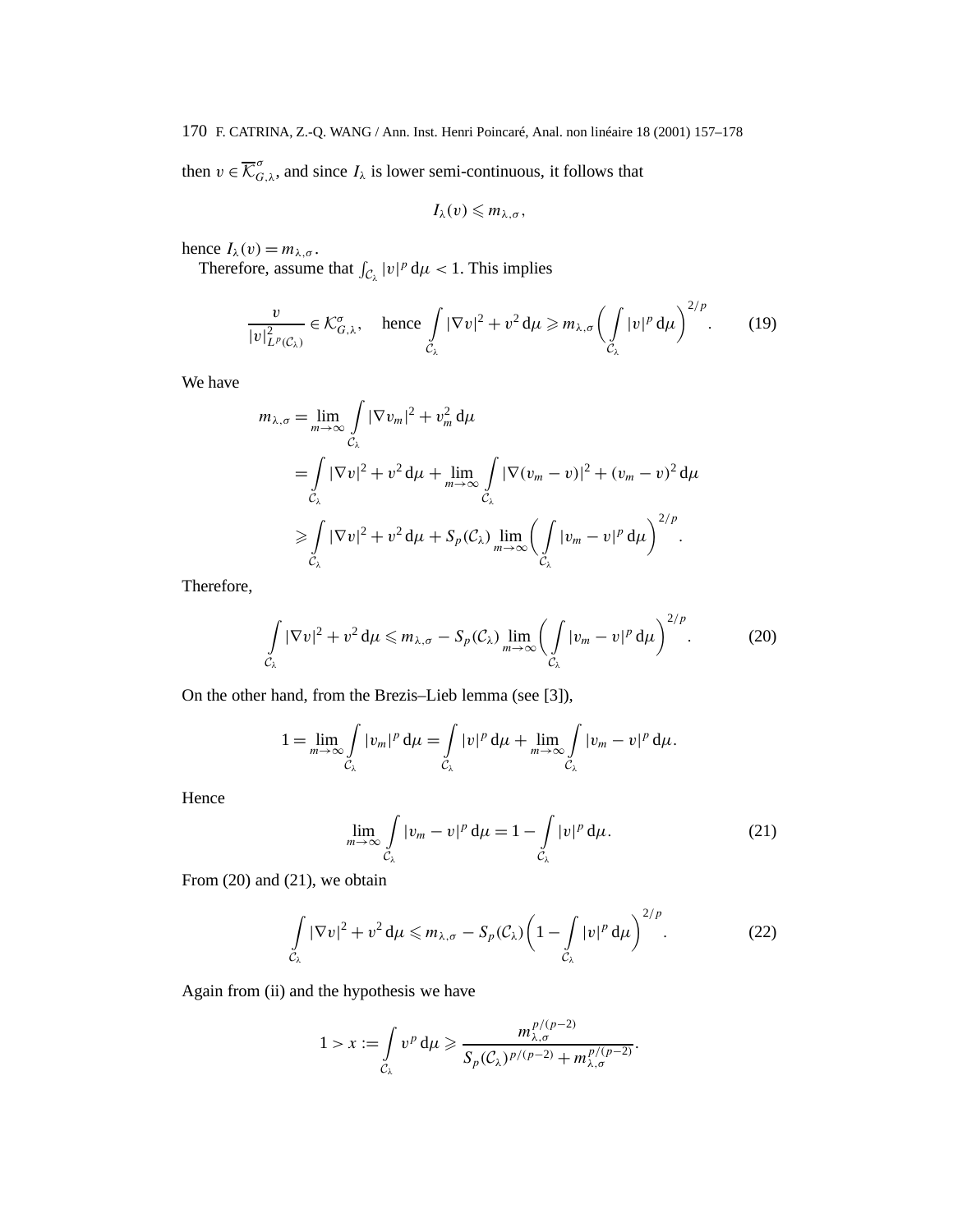then $v \in \overline{\mathcal{K}}^{\sigma}_{G,\lambda}$, and since $I_\lambda$ is lower semi-continuous, it follows that

$$I_\lambda(v) \leqslant m_{\lambda,\sigma},$$

hence $I_\lambda(v) = m_{\lambda,\sigma}$.

Therefore, assume that $\int_{\mathcal{C}_\lambda} |v|^p \, \mathrm{d}\mu < 1$. This implies

$$\frac{v}{|v|^2_{L^p(\mathcal{C}_\lambda)}} \in \mathcal{K}^{\sigma}_{G,\lambda}, \quad \text{hence} \int_{\mathcal{C}_\lambda} |\nabla v|^2 + v^2 \, \mathrm{d}\mu \geqslant m_{\lambda,\sigma} \left( \int_{\mathcal{C}_\lambda} |v|^p \, \mathrm{d}\mu \right)^{2/p}. \tag{19}$$

We have

$$\begin{aligned}
m_{\lambda,\sigma} &= \lim_{m\to\infty} \int_{\mathcal{C}_\lambda} |\nabla v_m|^2 + v_m^2 \, \mathrm{d}\mu \\
&= \int_{\mathcal{C}_\lambda} |\nabla v|^2 + v^2 \, \mathrm{d}\mu + \lim_{m\to\infty} \int_{\mathcal{C}_\lambda} |\nabla (v_m - v)|^2 + (v_m - v)^2 \, \mathrm{d}\mu \\
&\geqslant \int_{\mathcal{C}_\lambda} |\nabla v|^2 + v^2 \, \mathrm{d}\mu + S_p(\mathcal{C}_\lambda) \lim_{m\to\infty} \left( \int_{\mathcal{C}_\lambda} |v_m - v|^p \, \mathrm{d}\mu \right)^{2/p}.
\end{aligned}$$

Therefore,

$$\int_{\mathcal{C}_\lambda} |\nabla v|^2 + v^2 \, \mathrm{d}\mu \leqslant m_{\lambda,\sigma} - S_p(\mathcal{C}_\lambda) \lim_{m\to\infty} \left( \int_{\mathcal{C}_\lambda} |v_m - v|^p \, \mathrm{d}\mu \right)^{2/p}. \tag{20}$$

On the other hand, from the Brezis–Lieb lemma (see [3]),

$$1 = \lim_{m\to\infty} \int_{\mathcal{C}_\lambda} |v_m|^p \, \mathrm{d}\mu = \int_{\mathcal{C}_\lambda} |v|^p \, \mathrm{d}\mu + \lim_{m\to\infty} \int_{\mathcal{C}_\lambda} |v_m - v|^p \, \mathrm{d}\mu.$$

Hence

$$\lim_{m\to\infty} \int_{\mathcal{C}_\lambda} |v_m - v|^p \, \mathrm{d}\mu = 1 - \int_{\mathcal{C}_\lambda} |v|^p \, \mathrm{d}\mu. \tag{21}$$

From (20) and (21), we obtain

$$\int_{\mathcal{C}_\lambda} |\nabla v|^2 + v^2 \, \mathrm{d}\mu \leqslant m_{\lambda,\sigma} - S_p(\mathcal{C}_\lambda) \left( 1 - \int_{\mathcal{C}_\lambda} |v|^p \, \mathrm{d}\mu \right)^{2/p}. \tag{22}$$

Again from (ii) and the hypothesis we have

$$1 > x := \int_{\mathcal{C}_\lambda} v^p \, \mathrm{d}\mu \geqslant \frac{m_{\lambda,\sigma}^{p/(p-2)}}{S_p(\mathcal{C}_\lambda)^{p/(p-2)} + m_{\lambda,\sigma}^{p/(p-2)}}.$$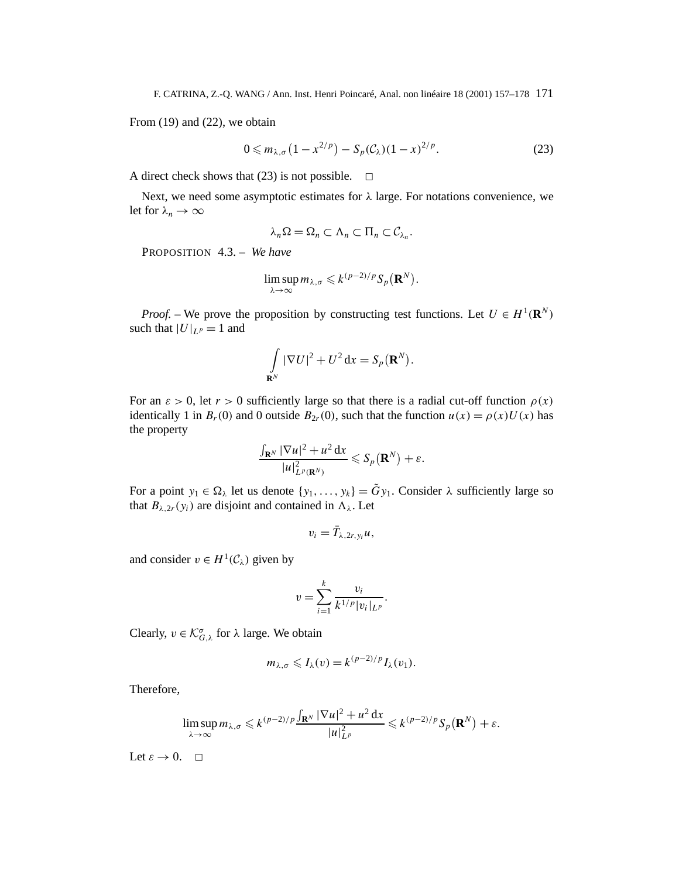From (19) and (22), we obtain

$$0 \leqslant m_{\lambda,\sigma}\left(1 - x^{2/p}\right) - S_p(\mathcal{C}_\lambda)(1-x)^{2/p}. \tag{23}$$

A direct check shows that (23) is not possible. □

Next, we need some asymptotic estimates for $\lambda$ large. For notations convenience, we let for $\lambda_n \to \infty$

$$\lambda_n \Omega = \Omega_n \subset \Lambda_n \subset \Pi_n \subset \mathcal{C}_{\lambda_n}.$$

PROPOSITION 4.3. – *We have*

$$\limsup_{\lambda \to \infty} m_{\lambda,\sigma} \leqslant k^{(p-2)/p} S_p\left(\mathbf{R}^N\right).$$

*Proof.* – We prove the proposition by constructing test functions. Let $U \in H^1(\mathbf{R}^N)$ such that $|U|_{L^p} = 1$ and

$$\int_{\mathbf{R}^N} |\nabla U|^2 + U^2 \, \mathrm{d}x = S_p\left(\mathbf{R}^N\right).$$

For an $\varepsilon > 0$, let $r > 0$ sufficiently large so that there is a radial cut-off function $\rho(x)$ identically 1 in $B_r(0)$ and 0 outside $B_{2r}(0)$, such that the function $u(x) = \rho(x)U(x)$ has the property

$$\frac{\int_{\mathbf{R}^N} |\nabla u|^2 + u^2 \, \mathrm{d}x}{|u|^2_{L^p(\mathbf{R}^N)}} \leqslant S_p\left(\mathbf{R}^N\right) + \varepsilon.$$

For a point $y_1 \in \Omega_\lambda$ let us denote $\{y_1, \ldots, y_k\} = \tilde{G} y_1$. Consider $\lambda$ sufficiently large so that $B_{\lambda,2r}(y_i)$ are disjoint and contained in $\Lambda_\lambda$. Let

$$v_i = \bar{T}_{\lambda,2r,y_i} u,$$

and consider $v \in H^1(\mathcal{C}_\lambda)$ given by

$$v = \sum_{i=1}^{k} \frac{v_i}{k^{1/p} |v_i|_{L^p}}.$$

Clearly, $v \in \mathcal{K}^\sigma_{G,\lambda}$ for $\lambda$ large. We obtain

$$m_{\lambda,\sigma} \leqslant I_\lambda(v) = k^{(p-2)/p} I_\lambda(v_1).$$

Therefore,

$$\limsup_{\lambda \to \infty} m_{\lambda,\sigma} \leqslant k^{(p-2)/p} \frac{\int_{\mathbf{R}^N} |\nabla u|^2 + u^2 \, \mathrm{d}x}{|u|^2_{L^p}} \leqslant k^{(p-2)/p} S_p\left(\mathbf{R}^N\right) + \varepsilon.$$

Let $\varepsilon \to 0$. □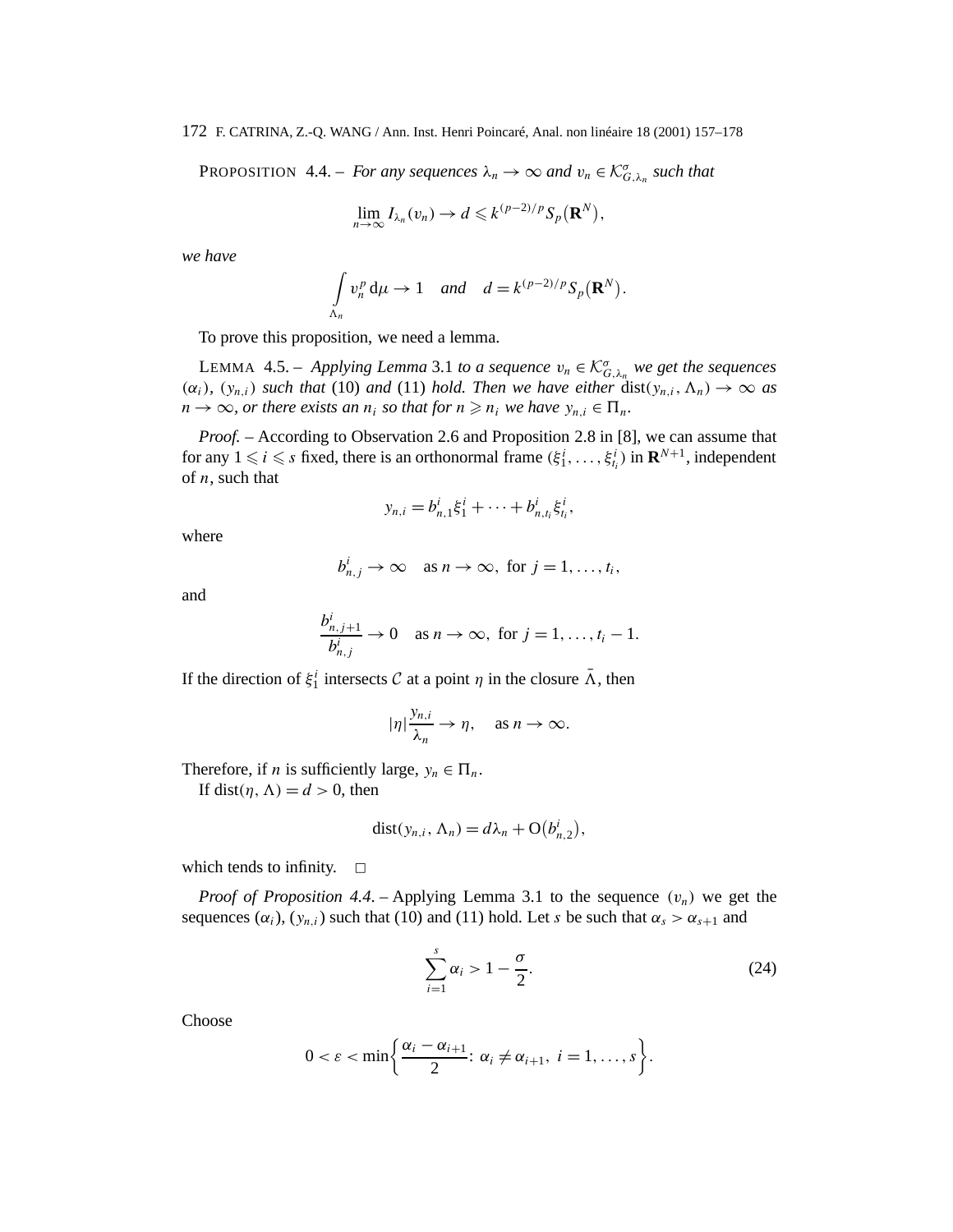PROPOSITION 4.4. – *For any sequences $\lambda_n \to \infty$ and $v_n \in \mathcal{K}^{\sigma}_{G,\lambda_n}$ such that*

$$\lim_{n\to\infty} I_{\lambda_n}(v_n) \to d \leqslant k^{(p-2)/p} S_p(\mathbf{R}^N),$$

*we have*

$$\int\limits_{\Lambda_n} v_n^p \, \mathrm{d}\mu \to 1 \quad \textit{and} \quad d = k^{(p-2)/p} S_p(\mathbf{R}^N).$$

To prove this proposition, we need a lemma.

LEMMA 4.5. – *Applying Lemma* 3.1 *to a sequence $v_n \in \mathcal{K}^{\sigma}_{G,\lambda_n}$ we get the sequences $(\alpha_i)$, $(y_{n,i})$ such that* (10) *and* (11) *hold. Then we have either* $\operatorname{dist}(y_{n,i}, \Lambda_n) \to \infty$ *as $n \to \infty$, or there exists an $n_i$ so that for $n \geqslant n_i$ we have $y_{n,i} \in \Pi_n$.*

*Proof.* – According to Observation 2.6 and Proposition 2.8 in [8], we can assume that for any $1 \leqslant i \leqslant s$ fixed, there is an orthonormal frame $(\xi^i_1, \dots, \xi^i_{t_i})$ in $\mathbf{R}^{N+1}$, independent of $n$, such that

$$y_{n,i} = b^i_{n,1}\xi^i_1 + \cdots + b^i_{n,t_i}\xi^i_{t_i},$$

where

$$b^i_{n,j} \to \infty \quad \text{as } n \to \infty, \text{ for } j = 1, \dots, t_i,$$

and

$$\frac{b^i_{n,j+1}}{b^i_{n,j}} \to 0 \quad \text{as } n \to \infty, \text{ for } j = 1, \dots, t_i - 1.$$

If the direction of $\xi^i_1$ intersects $\mathcal{C}$ at a point $\eta$ in the closure $\bar{\Lambda}$, then

$$|\eta| \frac{y_{n,i}}{\lambda_n} \to \eta, \quad \text{as } n \to \infty.$$

Therefore, if $n$ is sufficiently large, $y_n \in \Pi_n$.

If $\operatorname{dist}(\eta, \Lambda) = d > 0$, then

$$\operatorname{dist}(y_{n,i}, \Lambda_n) = d\lambda_n + \mathrm{O}(b^i_{n,2}),$$

which tends to infinity. $\square$

*Proof of Proposition 4.4.* – Applying Lemma 3.1 to the sequence $(v_n)$ we get the sequences $(\alpha_i)$, $(y_{n,i})$ such that (10) and (11) hold. Let $s$ be such that $\alpha_s > \alpha_{s+1}$ and

$$\sum_{i=1}^{s} \alpha_i > 1 - \frac{\sigma}{2}. \tag{24}$$

Choose

$$0 < \varepsilon < \min\left\{ \frac{\alpha_i - \alpha_{i+1}}{2} \colon \alpha_i \neq \alpha_{i+1},\ i = 1, \dots, s \right\}.$$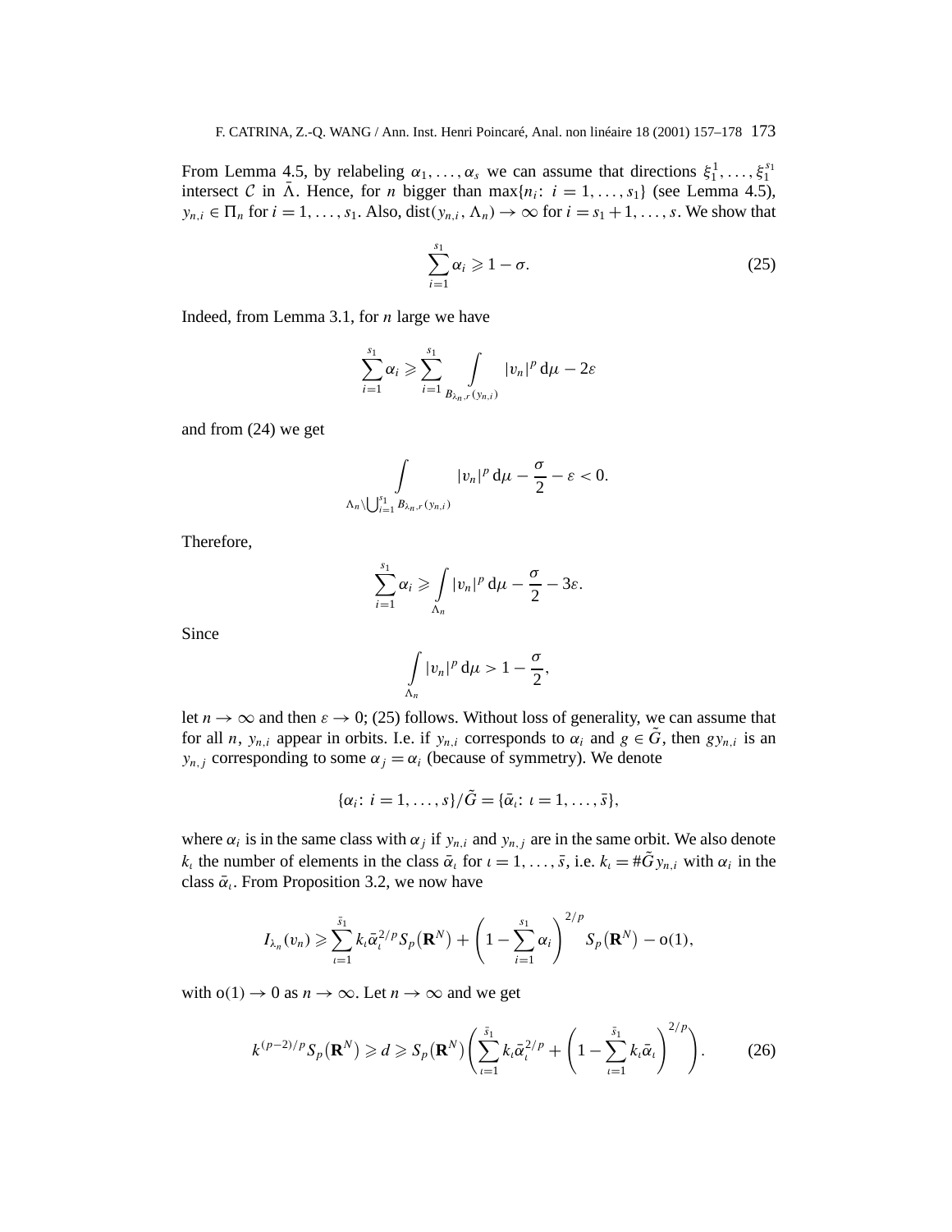From Lemma 4.5, by relabeling $\alpha_1, \ldots, \alpha_s$ we can assume that directions $\xi_1^1, \ldots, \xi_1^{s_1}$ intersect $\mathcal{C}$ in $\bar{\Lambda}$. Hence, for $n$ bigger than $\max\{n_i\colon\ i = 1, \ldots, s_1\}$ (see Lemma 4.5), $y_{n,i} \in \Pi_n$ for $i = 1, \ldots, s_1$. Also, $\operatorname{dist}(y_{n,i}, \Lambda_n) \to \infty$ for $i = s_1 + 1, \ldots, s$. We show that

$$\sum_{i=1}^{s_1} \alpha_i \geqslant 1 - \sigma. \tag{25}$$

Indeed, from Lemma 3.1, for $n$ large we have

$$\sum_{i=1}^{s_1} \alpha_i \geqslant \sum_{i=1}^{s_1} \int_{B_{\lambda_n, r}(y_{n,i})} |v_n|^p \, \mathrm{d}\mu - 2\varepsilon$$

and from (24) we get

$$\int_{\Lambda_n \setminus \bigcup_{i=1}^{s_1} B_{\lambda_n, r}(y_{n,i})} |v_n|^p \, \mathrm{d}\mu - \frac{\sigma}{2} - \varepsilon < 0.$$

Therefore,

$$\sum_{i=1}^{s_1} \alpha_i \geqslant \int_{\Lambda_n} |v_n|^p \, \mathrm{d}\mu - \frac{\sigma}{2} - 3\varepsilon.$$

Since

$$\int_{\Lambda_n} |v_n|^p \, \mathrm{d}\mu > 1 - \frac{\sigma}{2},$$

let $n \to \infty$ and then $\varepsilon \to 0$; (25) follows. Without loss of generality, we can assume that for all $n$, $y_{n,i}$ appear in orbits. I.e. if $y_{n,i}$ corresponds to $\alpha_i$ and $g \in \tilde{G}$, then $g y_{n,i}$ is an $y_{n,j}$ corresponding to some $\alpha_j = \alpha_i$ (because of symmetry). We denote

$$\{\alpha_i\colon\ i = 1, \ldots, s\} / \tilde{G} = \{\bar{\alpha}_\iota\colon\ \iota = 1, \ldots, \bar{s}\},$$

where $\alpha_i$ is in the same class with $\alpha_j$ if $y_{n,i}$ and $y_{n,j}$ are in the same orbit. We also denote $k_\iota$ the number of elements in the class $\bar{\alpha}_\iota$ for $\iota = 1, \ldots, \bar{s}$, i.e. $k_\iota = \# \tilde{G} y_{n,i}$ with $\alpha_i$ in the class $\bar{\alpha}_\iota$. From Proposition 3.2, we now have

$$I_{\lambda_n}(v_n) \geqslant \sum_{\iota=1}^{\bar{s}_1} k_\iota \bar{\alpha}_\iota^{2/p} S_p(\mathbf{R}^N) + \left(1 - \sum_{i=1}^{s_1} \alpha_i\right)^{2/p} S_p(\mathbf{R}^N) - \mathrm{o}(1),$$

with $\mathrm{o}(1) \to 0$ as $n \to \infty$. Let $n \to \infty$ and we get

$$k^{(p-2)/p} S_p(\mathbf{R}^N) \geqslant d \geqslant S_p(\mathbf{R}^N) \left( \sum_{\iota=1}^{\bar{s}_1} k_\iota \bar{\alpha}_\iota^{2/p} + \left(1 - \sum_{\iota=1}^{\bar{s}_1} k_\iota \bar{\alpha}_\iota\right)^{2/p} \right). \tag{26}$$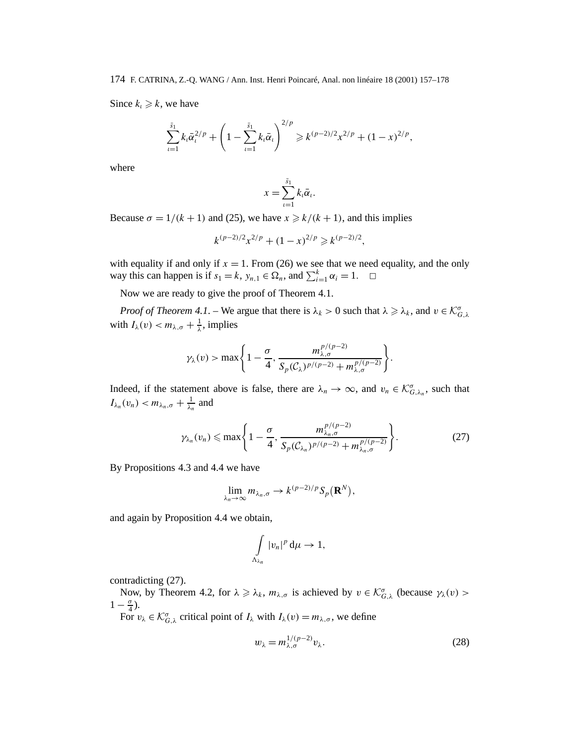Since $k_\iota \geqslant k$, we have

$$\sum_{\iota=1}^{\bar{s}_1} k_\iota \bar{\alpha}_\iota^{2/p} + \left(1 - \sum_{\iota=1}^{\bar{s}_1} k_\iota \bar{\alpha}_\iota\right)^{2/p} \geqslant k^{(p-2)/2} x^{2/p} + (1-x)^{2/p},$$

where

$$x = \sum_{\iota=1}^{\bar{s}_1} k_\iota \bar{\alpha}_\iota.$$

Because $\sigma = 1/(k+1)$ and (25), we have $x \geqslant k/(k+1)$, and this implies

$$k^{(p-2)/2} x^{2/p} + (1-x)^{2/p} \geqslant k^{(p-2)/2},$$

with equality if and only if $x = 1$. From (26) we see that we need equality, and the only way this can happen is if $s_1 = k$, $y_{n,1} \in \Omega_n$, and $\sum_{i=1}^{k} \alpha_i = 1$. $\square$

Now we are ready to give the proof of Theorem 4.1.

*Proof of Theorem 4.1.* – We argue that there is $\lambda_k > 0$ such that $\lambda \geqslant \lambda_k$, and $v \in \mathcal{K}_{G,\lambda}^{\sigma}$ with $I_\lambda(v) < m_{\lambda,\sigma} + \frac{1}{\lambda}$, implies

$$\gamma_\lambda(v) > \max\left\{1 - \frac{\sigma}{4}, \frac{m_{\lambda,\sigma}^{p/(p-2)}}{S_p(\mathcal{C}_\lambda)^{p/(p-2)} + m_{\lambda,\sigma}^{p/(p-2)}}\right\}.$$

Indeed, if the statement above is false, there are $\lambda_n \to \infty$, and $v_n \in \mathcal{K}_{G,\lambda_n}^{\sigma}$, such that $I_{\lambda_n}(v_n) < m_{\lambda_n,\sigma} + \frac{1}{\lambda_n}$ and

$$\gamma_{\lambda_n}(v_n) \leqslant \max\left\{1 - \frac{\sigma}{4}, \frac{m_{\lambda_n,\sigma}^{p/(p-2)}}{S_p(\mathcal{C}_{\lambda_n})^{p/(p-2)} + m_{\lambda_n,\sigma}^{p/(p-2)}}\right\}. \tag{27}$$

By Propositions 4.3 and 4.4 we have

$$\lim_{\lambda_n \to \infty} m_{\lambda_n,\sigma} \to k^{(p-2)/p} S_p(\mathbf{R}^N),$$

and again by Proposition 4.4 we obtain,

$$\int_{\Lambda_{\lambda_n}} |v_n|^p \, d\mu \to 1,$$

contradicting (27).

Now, by Theorem 4.2, for $\lambda \geqslant \lambda_k$, $m_{\lambda,\sigma}$ is achieved by $v \in \mathcal{K}_{G,\lambda}^{\sigma}$ (because $\gamma_\lambda(v) > 1 - \frac{\sigma}{4}$).

For $v_\lambda \in \mathcal{K}_{G,\lambda}^{\sigma}$ critical point of $I_\lambda$ with $I_\lambda(v) = m_{\lambda,\sigma}$, we define

$$w_\lambda = m_{\lambda,\sigma}^{1/(p-2)} v_\lambda. \tag{28}$$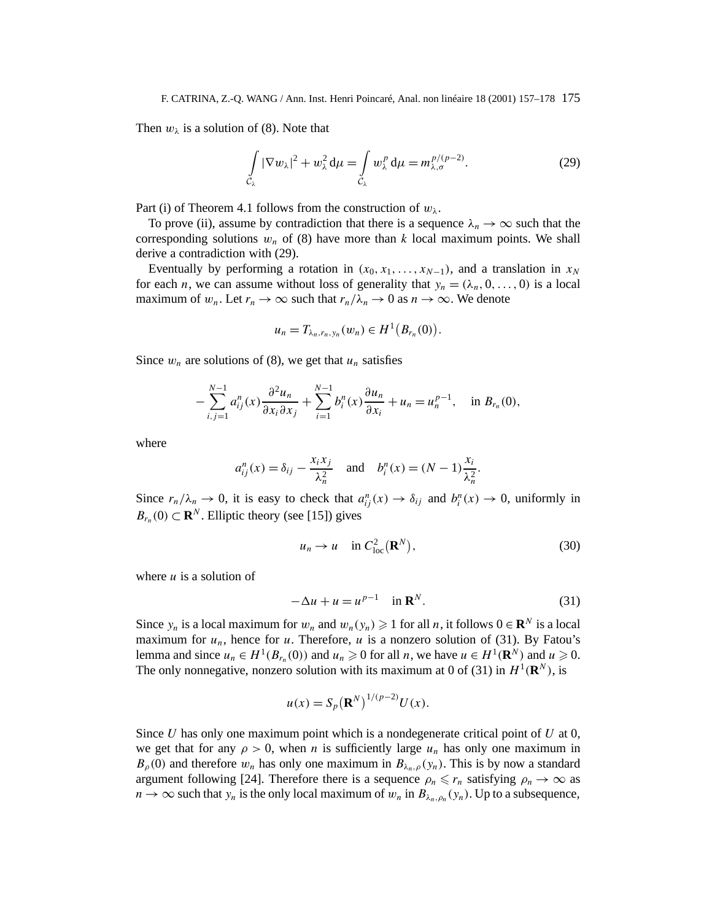Then $w_\lambda$ is a solution of (8). Note that

$$\int_{\mathcal{C}_\lambda} |\nabla w_\lambda|^2 + w_\lambda^2 \,\mathrm{d}\mu = \int_{\mathcal{C}_\lambda} w_\lambda^p \,\mathrm{d}\mu = m_{\lambda,\sigma}^{p/(p-2)}. \tag{29}$$

Part (i) of Theorem 4.1 follows from the construction of $w_\lambda$.

To prove (ii), assume by contradiction that there is a sequence $\lambda_n \to \infty$ such that the corresponding solutions $w_n$ of (8) have more than $k$ local maximum points. We shall derive a contradiction with (29).

Eventually by performing a rotation in $(x_0, x_1, \ldots, x_{N-1})$, and a translation in $x_N$ for each $n$, we can assume without loss of generality that $y_n = (\lambda_n, 0, \ldots, 0)$ is a local maximum of $w_n$. Let $r_n \to \infty$ such that $r_n/\lambda_n \to 0$ as $n \to \infty$. We denote

$$u_n = T_{\lambda_n, r_n, y_n}(w_n) \in H^1\big(B_{r_n}(0)\big).$$

Since $w_n$ are solutions of (8), we get that $u_n$ satisfies

$$-\sum_{i,j=1}^{N-1} a_{ij}^n(x) \frac{\partial^2 u_n}{\partial x_i \partial x_j} + \sum_{i=1}^{N-1} b_i^n(x) \frac{\partial u_n}{\partial x_i} + u_n = u_n^{p-1}, \quad \text{in } B_{r_n}(0),$$

where

$$a_{ij}^n(x) = \delta_{ij} - \frac{x_i x_j}{\lambda_n^2} \quad \text{and} \quad b_i^n(x) = (N-1)\frac{x_i}{\lambda_n^2}.$$

Since $r_n/\lambda_n \to 0$, it is easy to check that $a_{ij}^n(x) \to \delta_{ij}$ and $b_i^n(x) \to 0$, uniformly in $B_{r_n}(0) \subset \mathbf{R}^N$. Elliptic theory (see [15]) gives

$$u_n \to u \quad \text{in } C^2_{\mathrm{loc}}\big(\mathbf{R}^N\big), \tag{30}$$

where $u$ is a solution of

$$-\Delta u + u = u^{p-1} \quad \text{in } \mathbf{R}^N. \tag{31}$$

Since $y_n$ is a local maximum for $w_n$ and $w_n(y_n) \geqslant 1$ for all $n$, it follows $0 \in \mathbf{R}^N$ is a local maximum for $u_n$, hence for $u$. Therefore, $u$ is a nonzero solution of (31). By Fatou's lemma and since $u_n \in H^1(B_{r_n}(0))$ and $u_n \geqslant 0$ for all $n$, we have $u \in H^1(\mathbf{R}^N)$ and $u \geqslant 0$. The only nonnegative, nonzero solution with its maximum at 0 of (31) in $H^1(\mathbf{R}^N)$, is

$$u(x) = S_p\big(\mathbf{R}^N\big)^{1/(p-2)} U(x).$$

Since $U$ has only one maximum point which is a nondegenerate critical point of $U$ at 0, we get that for any $\rho > 0$, when $n$ is sufficiently large $u_n$ has only one maximum in $B_\rho(0)$ and therefore $w_n$ has only one maximum in $B_{\lambda_n,\rho}(y_n)$. This is by now a standard argument following [24]. Therefore there is a sequence $\rho_n \leqslant r_n$ satisfying $\rho_n \to \infty$ as $n \to \infty$ such that $y_n$ is the only local maximum of $w_n$ in $B_{\lambda_n,\rho_n}(y_n)$. Up to a subsequence,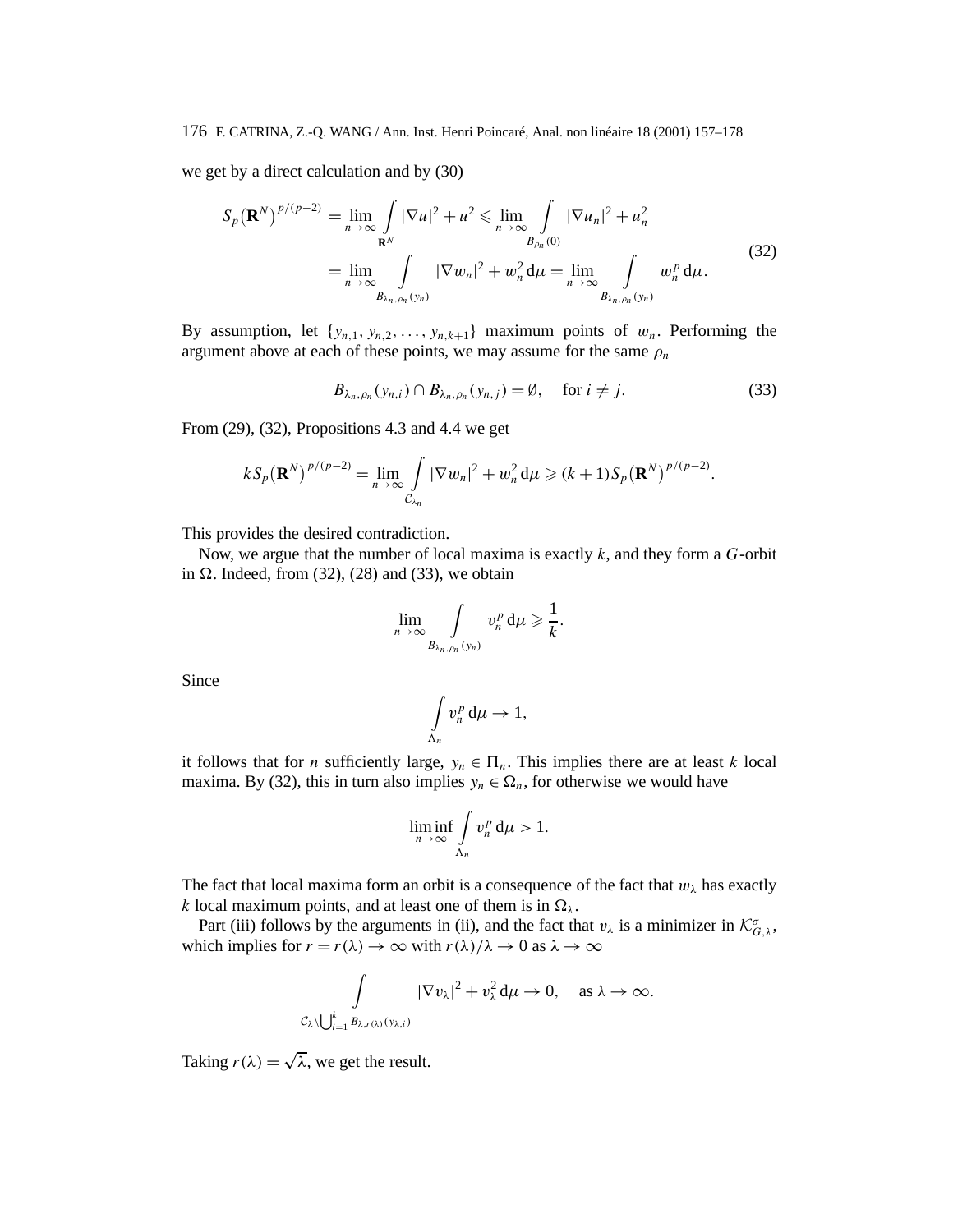we get by a direct calculation and by (30)

$$
\begin{aligned}
S_p\big(\mathbf{R}^N\big)^{p/(p-2)} &= \lim_{n\to\infty} \int\limits_{\mathbf{R}^N} |\nabla u|^2 + u^2 \leqslant \lim_{n\to\infty} \int\limits_{B_{\rho_n}(0)} |\nabla u_n|^2 + u_n^2 \\
&= \lim_{n\to\infty} \int\limits_{B_{\lambda_n,\rho_n}(y_n)} |\nabla w_n|^2 + w_n^2 \,\mathrm{d}\mu = \lim_{n\to\infty} \int\limits_{B_{\lambda_n,\rho_n}(y_n)} w_n^p \,\mathrm{d}\mu.
\end{aligned} \tag{32}
$$

By assumption, let $\{y_{n,1}, y_{n,2}, \ldots, y_{n,k+1}\}$ maximum points of $w_n$. Performing the argument above at each of these points, we may assume for the same $\rho_n$

$$
B_{\lambda_n,\rho_n}(y_{n,i}) \cap B_{\lambda_n,\rho_n}(y_{n,j}) = \emptyset, \quad \text{for } i \neq j. \tag{33}
$$

From (29), (32), Propositions 4.3 and 4.4 we get

$$
k S_p\big(\mathbf{R}^N\big)^{p/(p-2)} = \lim_{n\to\infty} \int\limits_{\mathcal{C}_{\lambda_n}} |\nabla w_n|^2 + w_n^2 \,\mathrm{d}\mu \geqslant (k+1) S_p\big(\mathbf{R}^N\big)^{p/(p-2)}.
$$

This provides the desired contradiction.

Now, we argue that the number of local maxima is exactly $k$, and they form a $G$-orbit in $\Omega$. Indeed, from (32), (28) and (33), we obtain

$$
\lim_{n\to\infty} \int\limits_{B_{\lambda_n,\rho_n}(y_n)} v_n^p \,\mathrm{d}\mu \geqslant \frac{1}{k}.
$$

Since

$$
\int\limits_{\Lambda_n} v_n^p \,\mathrm{d}\mu \to 1,
$$

it follows that for $n$ sufficiently large, $y_n \in \Pi_n$. This implies there are at least $k$ local maxima. By (32), this in turn also implies $y_n \in \Omega_n$, for otherwise we would have

$$
\liminf_{n\to\infty} \int\limits_{\Lambda_n} v_n^p \,\mathrm{d}\mu > 1.
$$

The fact that local maxima form an orbit is a consequence of the fact that $w_\lambda$ has exactly $k$ local maximum points, and at least one of them is in $\Omega_\lambda$.

Part (iii) follows by the arguments in (ii), and the fact that $v_\lambda$ is a minimizer in $\mathcal{K}^{\sigma}_{G,\lambda}$, which implies for $r = r(\lambda) \to \infty$ with $r(\lambda)/\lambda \to 0$ as $\lambda \to \infty$

$$
\int\limits_{\mathcal{C}_\lambda \setminus \bigcup_{i=1}^k B_{\lambda,r(\lambda)}(y_{\lambda,i})} |\nabla v_\lambda|^2 + v_\lambda^2 \,\mathrm{d}\mu \to 0, \quad \text{as } \lambda \to \infty.
$$

Taking $r(\lambda) = \sqrt{\lambda}$, we get the result.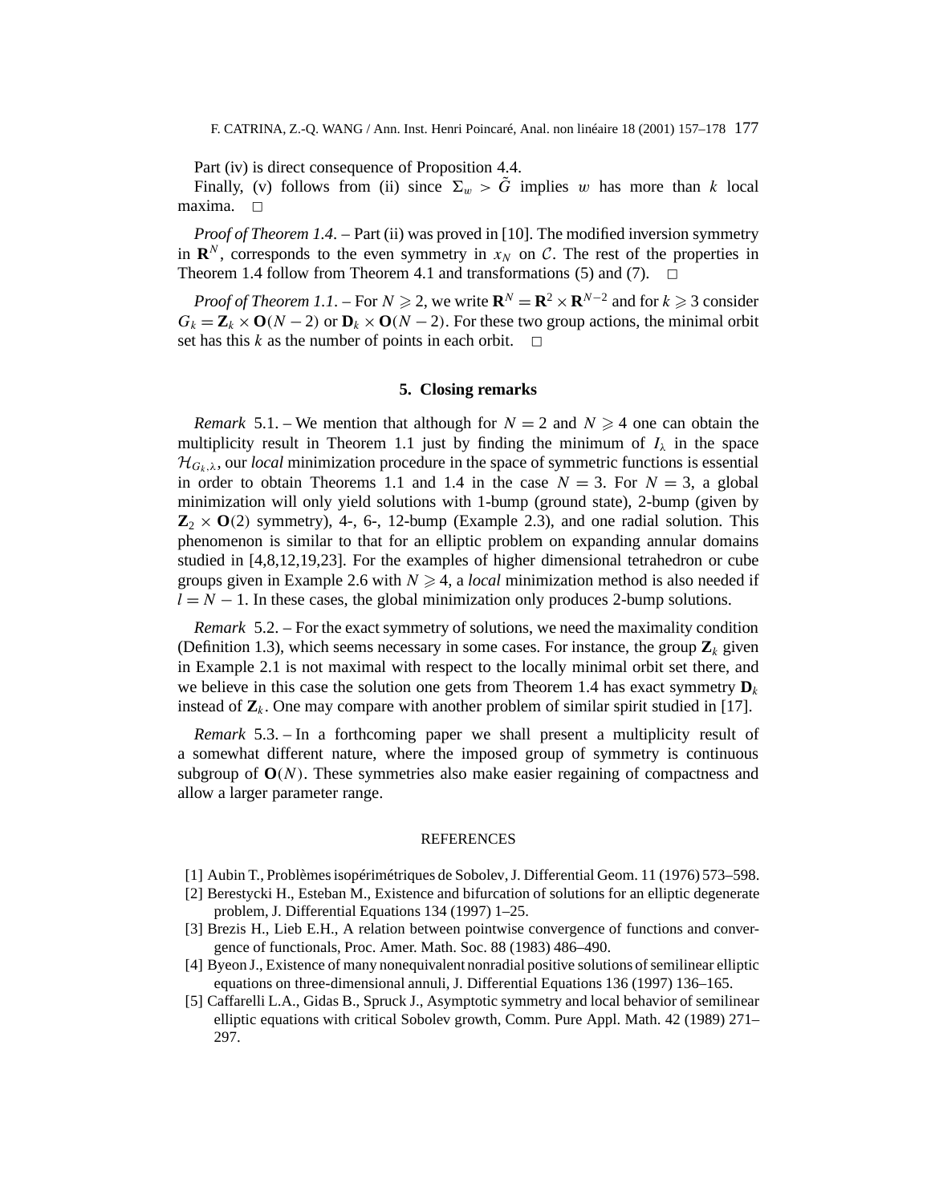Part (iv) is direct consequence of Proposition 4.4.

Finally, (v) follows from (ii) since $\Sigma_w > \tilde{G}$ implies $w$ has more than $k$ local maxima. □

*Proof of Theorem 1.4.* – Part (ii) was proved in [10]. The modified inversion symmetry in $\mathbf{R}^N$, corresponds to the even symmetry in $x_N$ on $\mathcal{C}$. The rest of the properties in Theorem 1.4 follow from Theorem 4.1 and transformations (5) and (7). □

*Proof of Theorem 1.1.* – For $N \geqslant 2$, we write $\mathbf{R}^N = \mathbf{R}^2 \times \mathbf{R}^{N-2}$ and for $k \geqslant 3$ consider $G_k = \mathbf{Z}_k \times \mathbf{O}(N-2)$ or $\mathbf{D}_k \times \mathbf{O}(N-2)$. For these two group actions, the minimal orbit set has this $k$ as the number of points in each orbit. □

## 5. Closing remarks

*Remark* 5.1. – We mention that although for $N = 2$ and $N \geqslant 4$ one can obtain the multiplicity result in Theorem 1.1 just by finding the minimum of $I_\lambda$ in the space $\mathcal{H}_{G_k,\lambda}$, our *local* minimization procedure in the space of symmetric functions is essential in order to obtain Theorems 1.1 and 1.4 in the case $N = 3$. For $N = 3$, a global minimization will only yield solutions with 1-bump (ground state), 2-bump (given by $\mathbf{Z}_2 \times \mathbf{O}(2)$ symmetry), 4-, 6-, 12-bump (Example 2.3), and one radial solution. This phenomenon is similar to that for an elliptic problem on expanding annular domains studied in [4,8,12,19,23]. For the examples of higher dimensional tetrahedron or cube groups given in Example 2.6 with $N \geqslant 4$, a *local* minimization method is also needed if $l = N - 1$. In these cases, the global minimization only produces 2-bump solutions.

*Remark* 5.2. – For the exact symmetry of solutions, we need the maximality condition (Definition 1.3), which seems necessary in some cases. For instance, the group $\mathbf{Z}_k$ given in Example 2.1 is not maximal with respect to the locally minimal orbit set there, and we believe in this case the solution one gets from Theorem 1.4 has exact symmetry $\mathbf{D}_k$ instead of $\mathbf{Z}_k$. One may compare with another problem of similar spirit studied in [17].

*Remark* 5.3. – In a forthcoming paper we shall present a multiplicity result of a somewhat different nature, where the imposed group of symmetry is continuous subgroup of $\mathbf{O}(N)$. These symmetries also make easier regaining of compactness and allow a larger parameter range.

## REFERENCES

[1] Aubin T., Problèmes isopérimétriques de Sobolev, J. Differential Geom. 11 (1976) 573–598.

[2] Berestycki H., Esteban M., Existence and bifurcation of solutions for an elliptic degenerate problem, J. Differential Equations 134 (1997) 1–25.

[3] Brezis H., Lieb E.H., A relation between pointwise convergence of functions and convergence of functionals, Proc. Amer. Math. Soc. 88 (1983) 486–490.

[4] Byeon J., Existence of many nonequivalent nonradial positive solutions of semilinear elliptic equations on three-dimensional annuli, J. Differential Equations 136 (1997) 136–165.

[5] Caffarelli L.A., Gidas B., Spruck J., Asymptotic symmetry and local behavior of semilinear elliptic equations with critical Sobolev growth, Comm. Pure Appl. Math. 42 (1989) 271–297.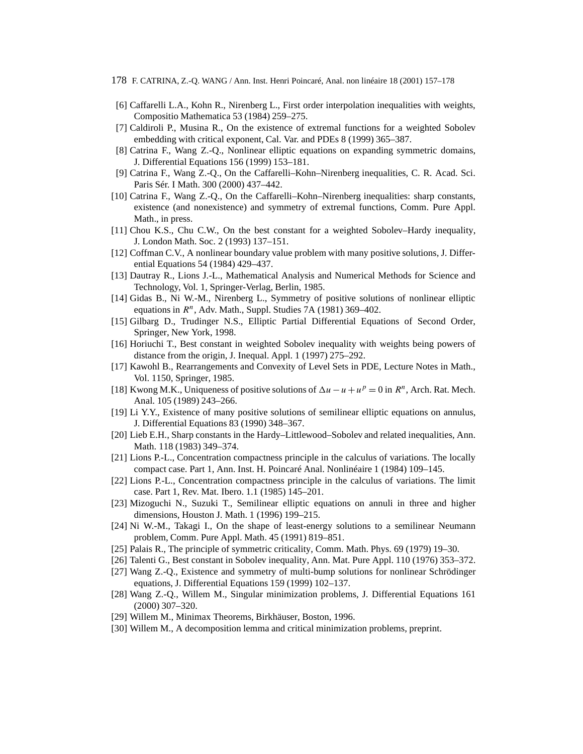[6] Caffarelli L.A., Kohn R., Nirenberg L., First order interpolation inequalities with weights, Compositio Mathematica 53 (1984) 259–275.

[7] Caldiroli P., Musina R., On the existence of extremal functions for a weighted Sobolev embedding with critical exponent, Cal. Var. and PDEs 8 (1999) 365–387.

[8] Catrina F., Wang Z.-Q., Nonlinear elliptic equations on expanding symmetric domains, J. Differential Equations 156 (1999) 153–181.

[9] Catrina F., Wang Z.-Q., On the Caffarelli–Kohn–Nirenberg inequalities, C. R. Acad. Sci. Paris Sér. I Math. 300 (2000) 437–442.

[10] Catrina F., Wang Z.-Q., On the Caffarelli–Kohn–Nirenberg inequalities: sharp constants, existence (and nonexistence) and symmetry of extremal functions, Comm. Pure Appl. Math., in press.

[11] Chou K.S., Chu C.W., On the best constant for a weighted Sobolev–Hardy inequality, J. London Math. Soc. 2 (1993) 137–151.

[12] Coffman C.V., A nonlinear boundary value problem with many positive solutions, J. Differential Equations 54 (1984) 429–437.

[13] Dautray R., Lions J.-L., Mathematical Analysis and Numerical Methods for Science and Technology, Vol. 1, Springer-Verlag, Berlin, 1985.

[14] Gidas B., Ni W.-M., Nirenberg L., Symmetry of positive solutions of nonlinear elliptic equations in $R^n$, Adv. Math., Suppl. Studies 7A (1981) 369–402.

[15] Gilbarg D., Trudinger N.S., Elliptic Partial Differential Equations of Second Order, Springer, New York, 1998.

[16] Horiuchi T., Best constant in weighted Sobolev inequality with weights being powers of distance from the origin, J. Inequal. Appl. 1 (1997) 275–292.

[17] Kawohl B., Rearrangements and Convexity of Level Sets in PDE, Lecture Notes in Math., Vol. 1150, Springer, 1985.

[18] Kwong M.K., Uniqueness of positive solutions of $\Delta u - u + u^p = 0$ in $R^n$, Arch. Rat. Mech. Anal. 105 (1989) 243–266.

[19] Li Y.Y., Existence of many positive solutions of semilinear elliptic equations on annulus, J. Differential Equations 83 (1990) 348–367.

[20] Lieb E.H., Sharp constants in the Hardy–Littlewood–Sobolev and related inequalities, Ann. Math. 118 (1983) 349–374.

[21] Lions P.-L., Concentration compactness principle in the calculus of variations. The locally compact case. Part 1, Ann. Inst. H. Poincaré Anal. Nonlinéaire 1 (1984) 109–145.

[22] Lions P.-L., Concentration compactness principle in the calculus of variations. The limit case. Part 1, Rev. Mat. Ibero. 1.1 (1985) 145–201.

[23] Mizoguchi N., Suzuki T., Semilinear elliptic equations on annuli in three and higher dimensions, Houston J. Math. 1 (1996) 199–215.

[24] Ni W.-M., Takagi I., On the shape of least-energy solutions to a semilinear Neumann problem, Comm. Pure Appl. Math. 45 (1991) 819–851.

[25] Palais R., The principle of symmetric criticality, Comm. Math. Phys. 69 (1979) 19–30.

[26] Talenti G., Best constant in Sobolev inequality, Ann. Mat. Pure Appl. 110 (1976) 353–372.

[27] Wang Z.-Q., Existence and symmetry of multi-bump solutions for nonlinear Schrödinger equations, J. Differential Equations 159 (1999) 102–137.

[28] Wang Z.-Q., Willem M., Singular minimization problems, J. Differential Equations 161 (2000) 307–320.

[29] Willem M., Minimax Theorems, Birkhäuser, Boston, 1996.

[30] Willem M., A decomposition lemma and critical minimization problems, preprint.